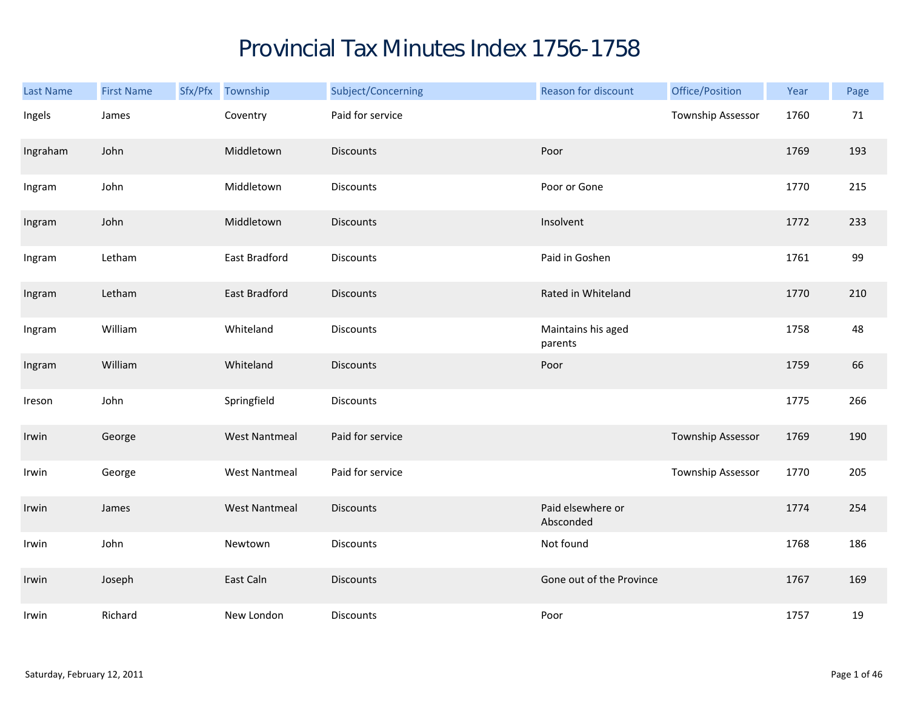# Provincial Tax Minutes Index 1756-1758

| Last Name | First Name | Sfx/Pfx | Township | Subject/Concerning | Reason for discount | Office/Position | Year | Page |
|---|---|---|---|---|---|---|---|---|
| Ingels | James | | Coventry | Paid for service | | Township Assessor | 1760 | 71 |
| Ingraham | John | | Middletown | Discounts | Poor | | 1769 | 193 |
| Ingram | John | | Middletown | Discounts | Poor or Gone | | 1770 | 215 |
| Ingram | John | | Middletown | Discounts | Insolvent | | 1772 | 233 |
| Ingram | Letham | | East Bradford | Discounts | Paid in Goshen | | 1761 | 99 |
| Ingram | Letham | | East Bradford | Discounts | Rated in Whiteland | | 1770 | 210 |
| Ingram | William | | Whiteland | Discounts | Maintains his aged parents | | 1758 | 48 |
| Ingram | William | | Whiteland | Discounts | Poor | | 1759 | 66 |
| Ireson | John | | Springfield | Discounts | | | 1775 | 266 |
| Irwin | George | | West Nantmeal | Paid for service | | Township Assessor | 1769 | 190 |
| Irwin | George | | West Nantmeal | Paid for service | | Township Assessor | 1770 | 205 |
| Irwin | James | | West Nantmeal | Discounts | Paid elsewhere or Absconded | | 1774 | 254 |
| Irwin | John | | Newtown | Discounts | Not found | | 1768 | 186 |
| Irwin | Joseph | | East Caln | Discounts | Gone out of the Province | | 1767 | 169 |
| Irwin | Richard | | New London | Discounts | Poor | | 1757 | 19 |

Saturday, February 12, 2011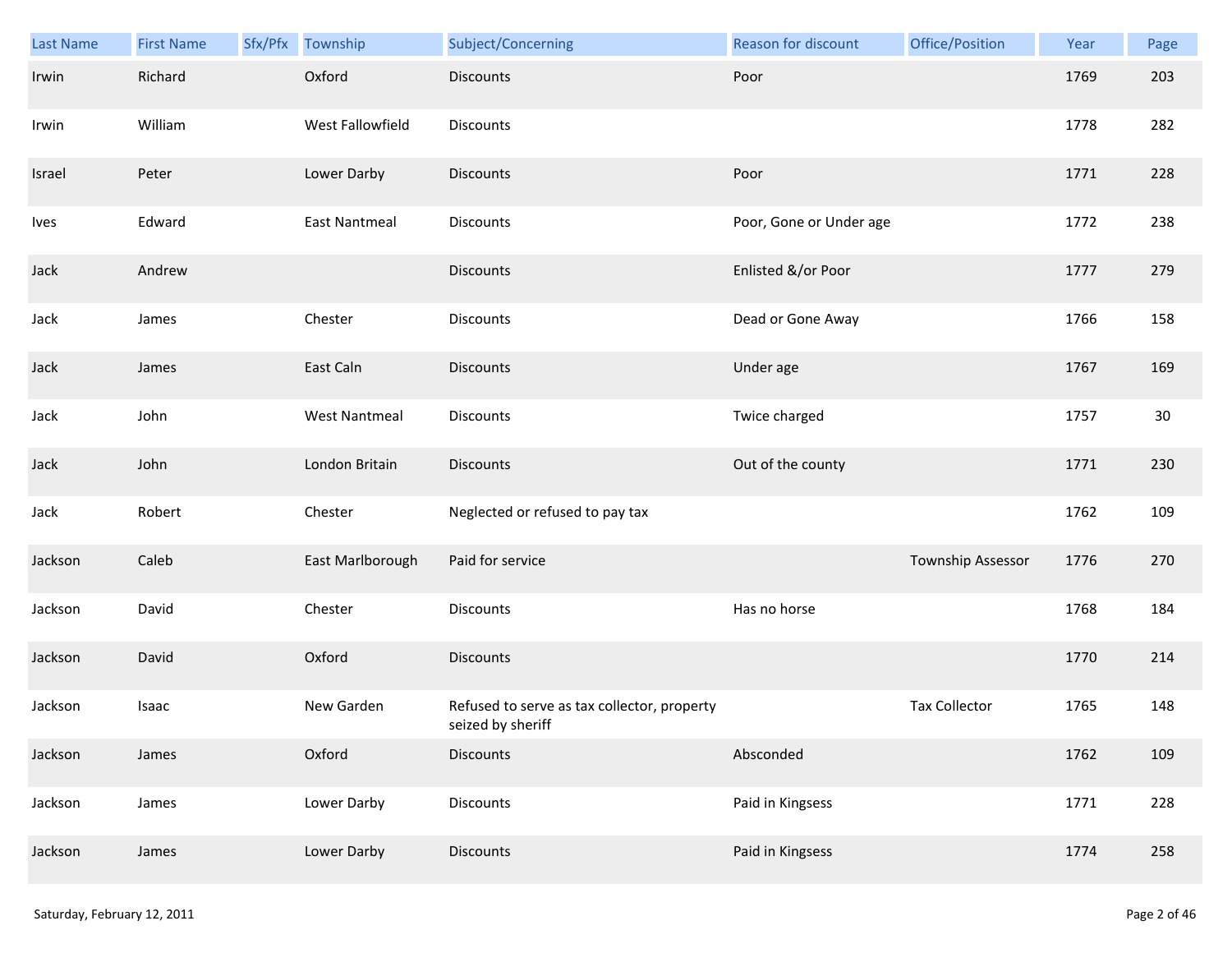| Last Name | First Name | Sfx/Pfx | Township | Subject/Concerning | Reason for discount | Office/Position | Year | Page |
|---|---|---|---|---|---|---|---|---|
| Irwin | Richard | | Oxford | Discounts | Poor | | 1769 | 203 |
| Irwin | William | | West Fallowfield | Discounts | | | 1778 | 282 |
| Israel | Peter | | Lower Darby | Discounts | Poor | | 1771 | 228 |
| Ives | Edward | | East Nantmeal | Discounts | Poor, Gone or Under age | | 1772 | 238 |
| Jack | Andrew | | | Discounts | Enlisted &/or Poor | | 1777 | 279 |
| Jack | James | | Chester | Discounts | Dead or Gone Away | | 1766 | 158 |
| Jack | James | | East Caln | Discounts | Under age | | 1767 | 169 |
| Jack | John | | West Nantmeal | Discounts | Twice charged | | 1757 | 30 |
| Jack | John | | London Britain | Discounts | Out of the county | | 1771 | 230 |
| Jack | Robert | | Chester | Neglected or refused to pay tax | | | 1762 | 109 |
| Jackson | Caleb | | East Marlborough | Paid for service | | Township Assessor | 1776 | 270 |
| Jackson | David | | Chester | Discounts | Has no horse | | 1768 | 184 |
| Jackson | David | | Oxford | Discounts | | | 1770 | 214 |
| Jackson | Isaac | | New Garden | Refused to serve as tax collector, property seized by sheriff | | Tax Collector | 1765 | 148 |
| Jackson | James | | Oxford | Discounts | Absconded | | 1762 | 109 |
| Jackson | James | | Lower Darby | Discounts | Paid in Kingsess | | 1771 | 228 |
| Jackson | James | | Lower Darby | Discounts | Paid in Kingsess | | 1774 | 258 |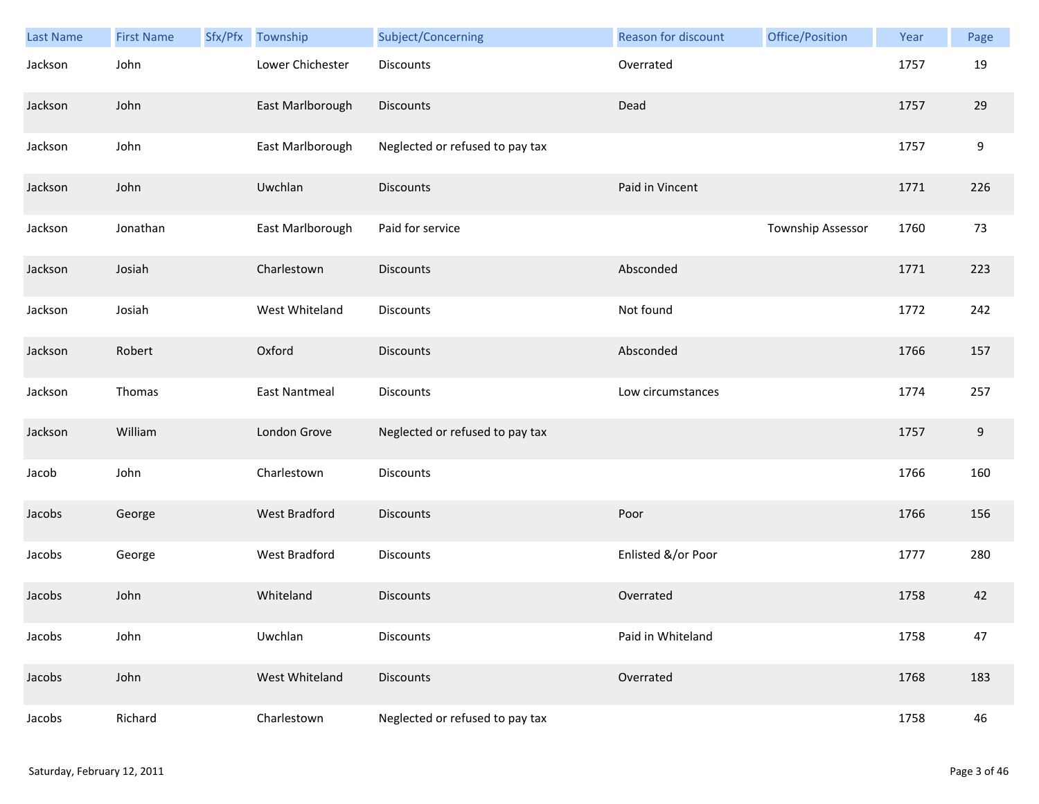| Last Name | First Name | Sfx/Pfx | Township | Subject/Concerning | Reason for discount | Office/Position | Year | Page |
|---|---|---|---|---|---|---|---|---|
| Jackson | John | | Lower Chichester | Discounts | Overrated | | 1757 | 19 |
| Jackson | John | | East Marlborough | Discounts | Dead | | 1757 | 29 |
| Jackson | John | | East Marlborough | Neglected or refused to pay tax | | | 1757 | 9 |
| Jackson | John | | Uwchlan | Discounts | Paid in Vincent | | 1771 | 226 |
| Jackson | Jonathan | | East Marlborough | Paid for service | | Township Assessor | 1760 | 73 |
| Jackson | Josiah | | Charlestown | Discounts | Absconded | | 1771 | 223 |
| Jackson | Josiah | | West Whiteland | Discounts | Not found | | 1772 | 242 |
| Jackson | Robert | | Oxford | Discounts | Absconded | | 1766 | 157 |
| Jackson | Thomas | | East Nantmeal | Discounts | Low circumstances | | 1774 | 257 |
| Jackson | William | | London Grove | Neglected or refused to pay tax | | | 1757 | 9 |
| Jacob | John | | Charlestown | Discounts | | | 1766 | 160 |
| Jacobs | George | | West Bradford | Discounts | Poor | | 1766 | 156 |
| Jacobs | George | | West Bradford | Discounts | Enlisted &/or Poor | | 1777 | 280 |
| Jacobs | John | | Whiteland | Discounts | Overrated | | 1758 | 42 |
| Jacobs | John | | Uwchlan | Discounts | Paid in Whiteland | | 1758 | 47 |
| Jacobs | John | | West Whiteland | Discounts | Overrated | | 1768 | 183 |
| Jacobs | Richard | | Charlestown | Neglected or refused to pay tax | | | 1758 | 46 |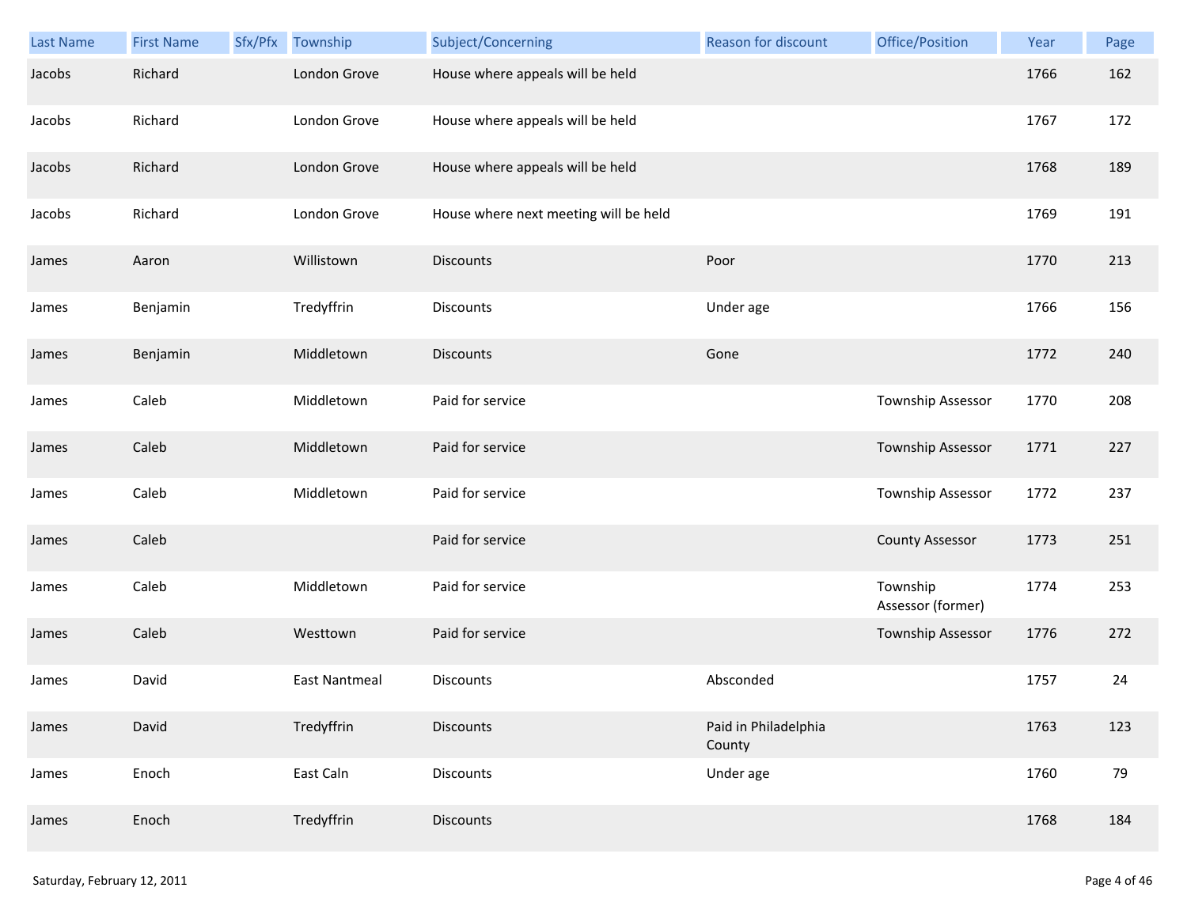| Last Name | First Name | Sfx/Pfx | Township | Subject/Concerning | Reason for discount | Office/Position | Year | Page |
|---|---|---|---|---|---|---|---|---|
| Jacobs | Richard | | London Grove | House where appeals will be held | | | 1766 | 162 |
| Jacobs | Richard | | London Grove | House where appeals will be held | | | 1767 | 172 |
| Jacobs | Richard | | London Grove | House where appeals will be held | | | 1768 | 189 |
| Jacobs | Richard | | London Grove | House where next meeting will be held | | | 1769 | 191 |
| James | Aaron | | Willistown | Discounts | Poor | | 1770 | 213 |
| James | Benjamin | | Tredyffrin | Discounts | Under age | | 1766 | 156 |
| James | Benjamin | | Middletown | Discounts | Gone | | 1772 | 240 |
| James | Caleb | | Middletown | Paid for service | | Township Assessor | 1770 | 208 |
| James | Caleb | | Middletown | Paid for service | | Township Assessor | 1771 | 227 |
| James | Caleb | | Middletown | Paid for service | | Township Assessor | 1772 | 237 |
| James | Caleb | | | Paid for service | | County Assessor | 1773 | 251 |
| James | Caleb | | Middletown | Paid for service | | Township Assessor (former) | 1774 | 253 |
| James | Caleb | | Westtown | Paid for service | | Township Assessor | 1776 | 272 |
| James | David | | East Nantmeal | Discounts | Absconded | | 1757 | 24 |
| James | David | | Tredyffrin | Discounts | Paid in Philadelphia County | | 1763 | 123 |
| James | Enoch | | East Caln | Discounts | Under age | | 1760 | 79 |
| James | Enoch | | Tredyffrin | Discounts | | | 1768 | 184 |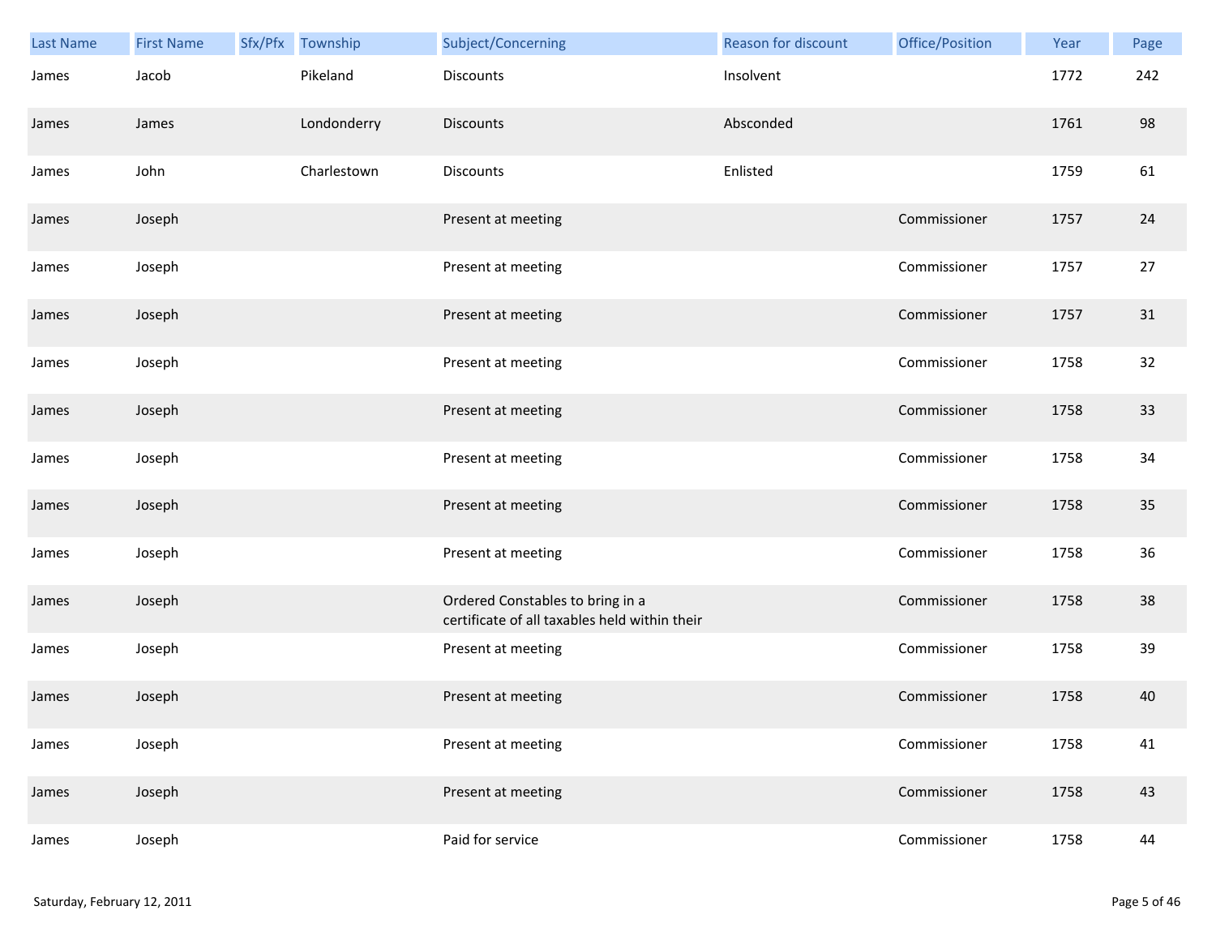| Last Name | First Name | Sfx/Pfx | Township | Subject/Concerning | Reason for discount | Office/Position | Year | Page |
|---|---|---|---|---|---|---|---|---|
| James | Jacob | | Pikeland | Discounts | Insolvent | | 1772 | 242 |
| James | James | | Londonderry | Discounts | Absconded | | 1761 | 98 |
| James | John | | Charlestown | Discounts | Enlisted | | 1759 | 61 |
| James | Joseph | | | Present at meeting | | Commissioner | 1757 | 24 |
| James | Joseph | | | Present at meeting | | Commissioner | 1757 | 27 |
| James | Joseph | | | Present at meeting | | Commissioner | 1757 | 31 |
| James | Joseph | | | Present at meeting | | Commissioner | 1758 | 32 |
| James | Joseph | | | Present at meeting | | Commissioner | 1758 | 33 |
| James | Joseph | | | Present at meeting | | Commissioner | 1758 | 34 |
| James | Joseph | | | Present at meeting | | Commissioner | 1758 | 35 |
| James | Joseph | | | Present at meeting | | Commissioner | 1758 | 36 |
| James | Joseph | | | Ordered Constables to bring in a certificate of all taxables held within their | | Commissioner | 1758 | 38 |
| James | Joseph | | | Present at meeting | | Commissioner | 1758 | 39 |
| James | Joseph | | | Present at meeting | | Commissioner | 1758 | 40 |
| James | Joseph | | | Present at meeting | | Commissioner | 1758 | 41 |
| James | Joseph | | | Present at meeting | | Commissioner | 1758 | 43 |
| James | Joseph | | | Paid for service | | Commissioner | 1758 | 44 |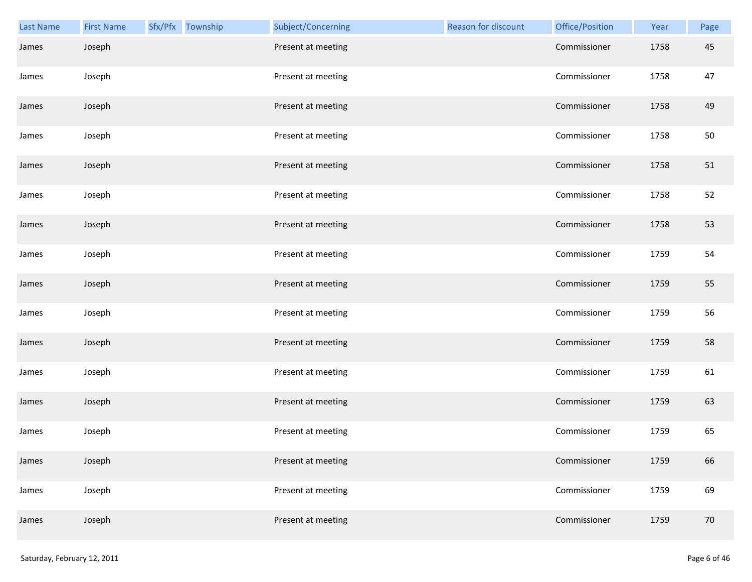| Last Name | First Name | Sfx/Pfx | Township | Subject/Concerning | Reason for discount | Office/Position | Year | Page |
|---|---|---|---|---|---|---|---|---|
| James | Joseph | | | Present at meeting | | Commissioner | 1758 | 45 |
| James | Joseph | | | Present at meeting | | Commissioner | 1758 | 47 |
| James | Joseph | | | Present at meeting | | Commissioner | 1758 | 49 |
| James | Joseph | | | Present at meeting | | Commissioner | 1758 | 50 |
| James | Joseph | | | Present at meeting | | Commissioner | 1758 | 51 |
| James | Joseph | | | Present at meeting | | Commissioner | 1758 | 52 |
| James | Joseph | | | Present at meeting | | Commissioner | 1758 | 53 |
| James | Joseph | | | Present at meeting | | Commissioner | 1759 | 54 |
| James | Joseph | | | Present at meeting | | Commissioner | 1759 | 55 |
| James | Joseph | | | Present at meeting | | Commissioner | 1759 | 56 |
| James | Joseph | | | Present at meeting | | Commissioner | 1759 | 58 |
| James | Joseph | | | Present at meeting | | Commissioner | 1759 | 61 |
| James | Joseph | | | Present at meeting | | Commissioner | 1759 | 63 |
| James | Joseph | | | Present at meeting | | Commissioner | 1759 | 65 |
| James | Joseph | | | Present at meeting | | Commissioner | 1759 | 66 |
| James | Joseph | | | Present at meeting | | Commissioner | 1759 | 69 |
| James | Joseph | | | Present at meeting | | Commissioner | 1759 | 70 |

Saturday, February 12, 2011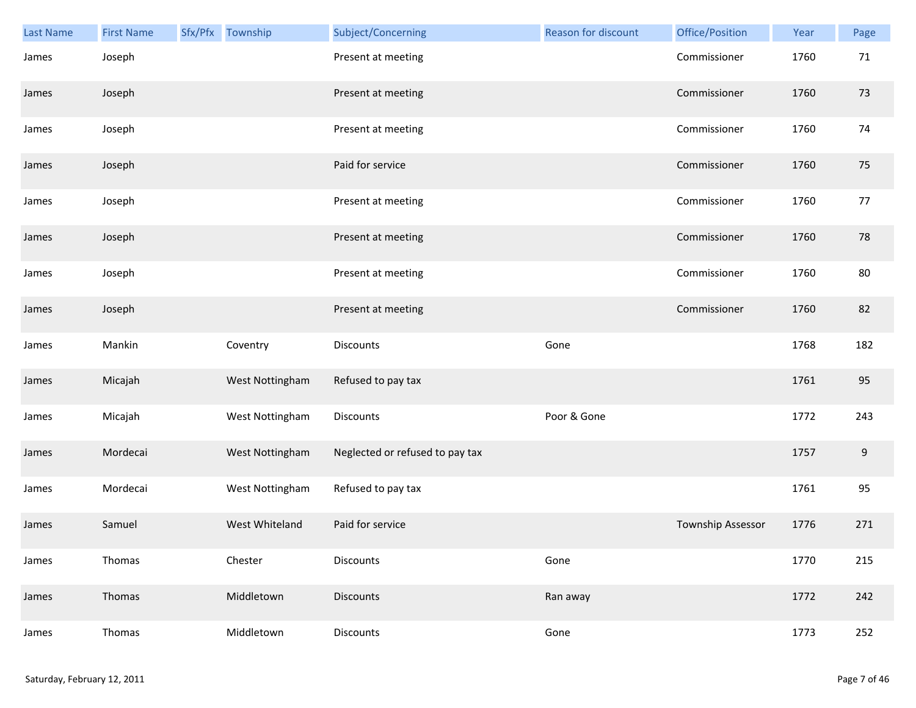| Last Name | First Name | Sfx/Pfx | Township | Subject/Concerning | Reason for discount | Office/Position | Year | Page |
|---|---|---|---|---|---|---|---|---|
| James | Joseph | | | Present at meeting | | Commissioner | 1760 | 71 |
| James | Joseph | | | Present at meeting | | Commissioner | 1760 | 73 |
| James | Joseph | | | Present at meeting | | Commissioner | 1760 | 74 |
| James | Joseph | | | Paid for service | | Commissioner | 1760 | 75 |
| James | Joseph | | | Present at meeting | | Commissioner | 1760 | 77 |
| James | Joseph | | | Present at meeting | | Commissioner | 1760 | 78 |
| James | Joseph | | | Present at meeting | | Commissioner | 1760 | 80 |
| James | Joseph | | | Present at meeting | | Commissioner | 1760 | 82 |
| James | Mankin | | Coventry | Discounts | Gone | | 1768 | 182 |
| James | Micajah | | West Nottingham | Refused to pay tax | | | 1761 | 95 |
| James | Micajah | | West Nottingham | Discounts | Poor & Gone | | 1772 | 243 |
| James | Mordecai | | West Nottingham | Neglected or refused to pay tax | | | 1757 | 9 |
| James | Mordecai | | West Nottingham | Refused to pay tax | | | 1761 | 95 |
| James | Samuel | | West Whiteland | Paid for service | | Township Assessor | 1776 | 271 |
| James | Thomas | | Chester | Discounts | Gone | | 1770 | 215 |
| James | Thomas | | Middletown | Discounts | Ran away | | 1772 | 242 |
| James | Thomas | | Middletown | Discounts | Gone | | 1773 | 252 |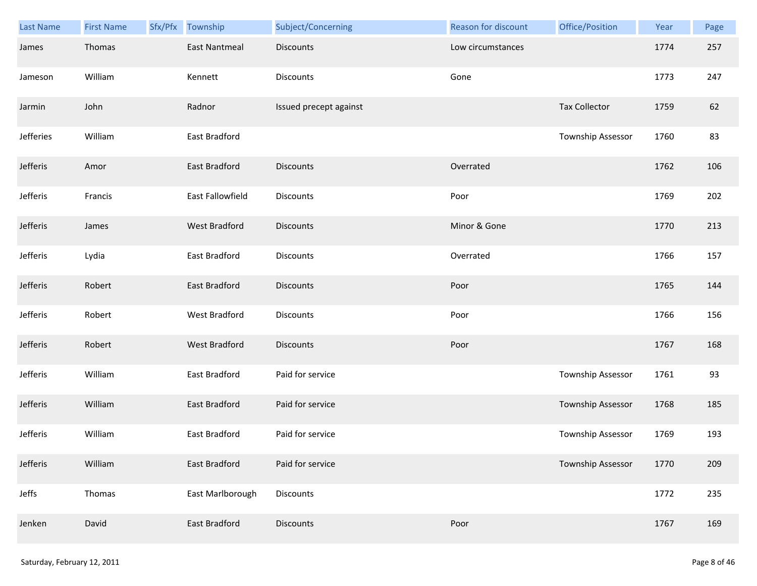| Last Name | First Name | Sfx/Pfx | Township | Subject/Concerning | Reason for discount | Office/Position | Year | Page |
|---|---|---|---|---|---|---|---|---|
| James | Thomas | | East Nantmeal | Discounts | Low circumstances | | 1774 | 257 |
| Jameson | William | | Kennett | Discounts | Gone | | 1773 | 247 |
| Jarmin | John | | Radnor | Issued precept against | | Tax Collector | 1759 | 62 |
| Jefferies | William | | East Bradford | | | Township Assessor | 1760 | 83 |
| Jefferis | Amor | | East Bradford | Discounts | Overrated | | 1762 | 106 |
| Jefferis | Francis | | East Fallowfield | Discounts | Poor | | 1769 | 202 |
| Jefferis | James | | West Bradford | Discounts | Minor & Gone | | 1770 | 213 |
| Jefferis | Lydia | | East Bradford | Discounts | Overrated | | 1766 | 157 |
| Jefferis | Robert | | East Bradford | Discounts | Poor | | 1765 | 144 |
| Jefferis | Robert | | West Bradford | Discounts | Poor | | 1766 | 156 |
| Jefferis | Robert | | West Bradford | Discounts | Poor | | 1767 | 168 |
| Jefferis | William | | East Bradford | Paid for service | | Township Assessor | 1761 | 93 |
| Jefferis | William | | East Bradford | Paid for service | | Township Assessor | 1768 | 185 |
| Jefferis | William | | East Bradford | Paid for service | | Township Assessor | 1769 | 193 |
| Jefferis | William | | East Bradford | Paid for service | | Township Assessor | 1770 | 209 |
| Jeffs | Thomas | | East Marlborough | Discounts | | | 1772 | 235 |
| Jenken | David | | East Bradford | Discounts | Poor | | 1767 | 169 |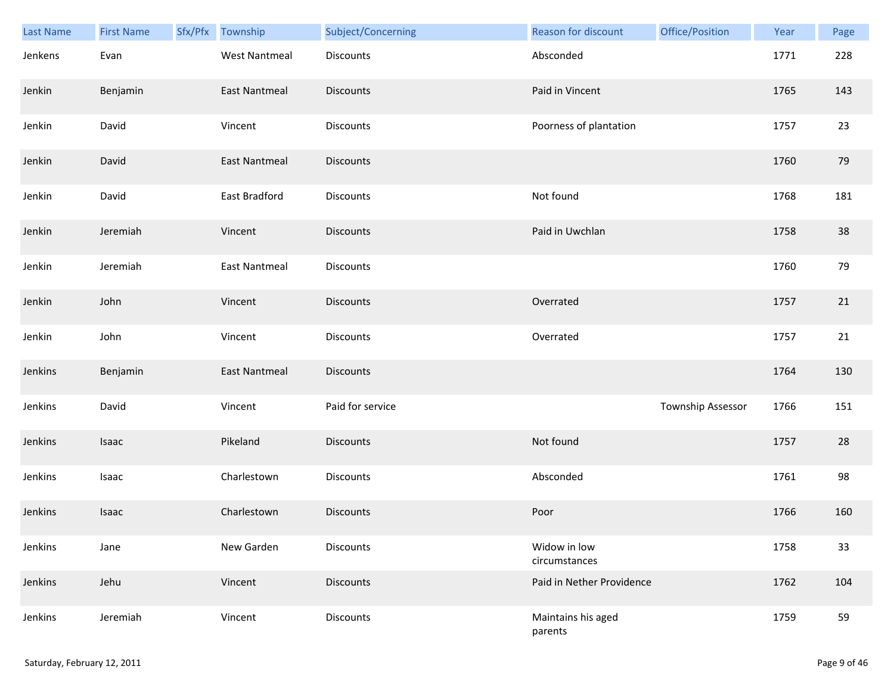| Last Name | First Name | Sfx/Pfx | Township | Subject/Concerning | Reason for discount | Office/Position | Year | Page |
|---|---|---|---|---|---|---|---|---|
| Jenkens | Evan | | West Nantmeal | Discounts | Absconded | | 1771 | 228 |
| Jenkin | Benjamin | | East Nantmeal | Discounts | Paid in Vincent | | 1765 | 143 |
| Jenkin | David | | Vincent | Discounts | Poorness of plantation | | 1757 | 23 |
| Jenkin | David | | East Nantmeal | Discounts | | | 1760 | 79 |
| Jenkin | David | | East Bradford | Discounts | Not found | | 1768 | 181 |
| Jenkin | Jeremiah | | Vincent | Discounts | Paid in Uwchlan | | 1758 | 38 |
| Jenkin | Jeremiah | | East Nantmeal | Discounts | | | 1760 | 79 |
| Jenkin | John | | Vincent | Discounts | Overrated | | 1757 | 21 |
| Jenkin | John | | Vincent | Discounts | Overrated | | 1757 | 21 |
| Jenkins | Benjamin | | East Nantmeal | Discounts | | | 1764 | 130 |
| Jenkins | David | | Vincent | Paid for service | | Township Assessor | 1766 | 151 |
| Jenkins | Isaac | | Pikeland | Discounts | Not found | | 1757 | 28 |
| Jenkins | Isaac | | Charlestown | Discounts | Absconded | | 1761 | 98 |
| Jenkins | Isaac | | Charlestown | Discounts | Poor | | 1766 | 160 |
| Jenkins | Jane | | New Garden | Discounts | Widow in low circumstances | | 1758 | 33 |
| Jenkins | Jehu | | Vincent | Discounts | Paid in Nether Providence | | 1762 | 104 |
| Jenkins | Jeremiah | | Vincent | Discounts | Maintains his aged parents | | 1759 | 59 |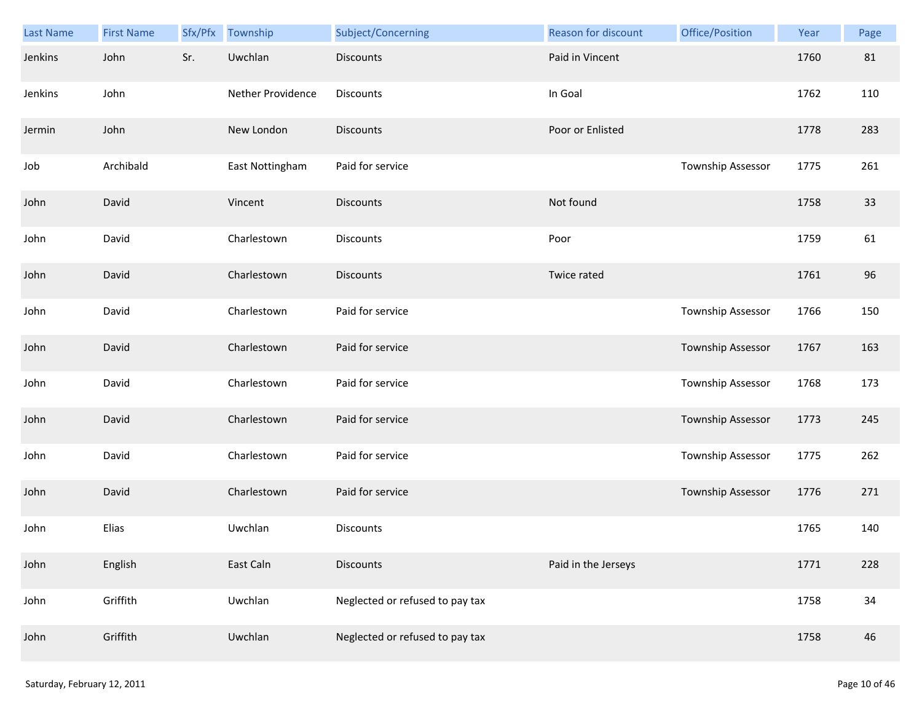| Last Name | First Name | Sfx/Pfx | Township | Subject/Concerning | Reason for discount | Office/Position | Year | Page |
|---|---|---|---|---|---|---|---|---|
| Jenkins | John | Sr. | Uwchlan | Discounts | Paid in Vincent | | 1760 | 81 |
| Jenkins | John | | Nether Providence | Discounts | In Goal | | 1762 | 110 |
| Jermin | John | | New London | Discounts | Poor or Enlisted | | 1778 | 283 |
| Job | Archibald | | East Nottingham | Paid for service | | Township Assessor | 1775 | 261 |
| John | David | | Vincent | Discounts | Not found | | 1758 | 33 |
| John | David | | Charlestown | Discounts | Poor | | 1759 | 61 |
| John | David | | Charlestown | Discounts | Twice rated | | 1761 | 96 |
| John | David | | Charlestown | Paid for service | | Township Assessor | 1766 | 150 |
| John | David | | Charlestown | Paid for service | | Township Assessor | 1767 | 163 |
| John | David | | Charlestown | Paid for service | | Township Assessor | 1768 | 173 |
| John | David | | Charlestown | Paid for service | | Township Assessor | 1773 | 245 |
| John | David | | Charlestown | Paid for service | | Township Assessor | 1775 | 262 |
| John | David | | Charlestown | Paid for service | | Township Assessor | 1776 | 271 |
| John | Elias | | Uwchlan | Discounts | | | 1765 | 140 |
| John | English | | East Caln | Discounts | Paid in the Jerseys | | 1771 | 228 |
| John | Griffith | | Uwchlan | Neglected or refused to pay tax | | | 1758 | 34 |
| John | Griffith | | Uwchlan | Neglected or refused to pay tax | | | 1758 | 46 |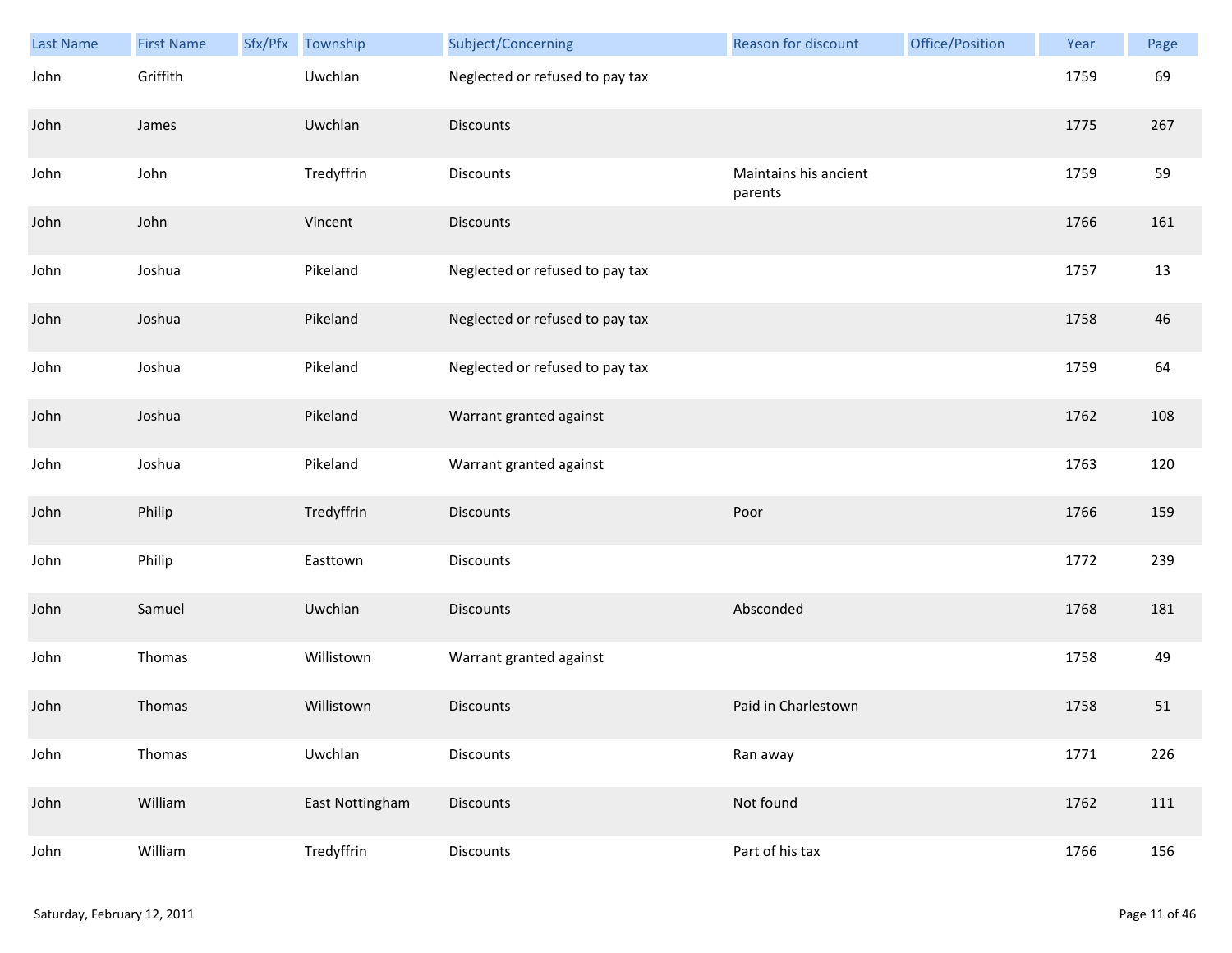| Last Name | First Name | Sfx/Pfx | Township | Subject/Concerning | Reason for discount | Office/Position | Year | Page |
|---|---|---|---|---|---|---|---|---|
| John | Griffith | | Uwchlan | Neglected or refused to pay tax | | | 1759 | 69 |
| John | James | | Uwchlan | Discounts | | | 1775 | 267 |
| John | John | | Tredyffrin | Discounts | Maintains his ancient parents | | 1759 | 59 |
| John | John | | Vincent | Discounts | | | 1766 | 161 |
| John | Joshua | | Pikeland | Neglected or refused to pay tax | | | 1757 | 13 |
| John | Joshua | | Pikeland | Neglected or refused to pay tax | | | 1758 | 46 |
| John | Joshua | | Pikeland | Neglected or refused to pay tax | | | 1759 | 64 |
| John | Joshua | | Pikeland | Warrant granted against | | | 1762 | 108 |
| John | Joshua | | Pikeland | Warrant granted against | | | 1763 | 120 |
| John | Philip | | Tredyffrin | Discounts | Poor | | 1766 | 159 |
| John | Philip | | Easttown | Discounts | | | 1772 | 239 |
| John | Samuel | | Uwchlan | Discounts | Absconded | | 1768 | 181 |
| John | Thomas | | Willistown | Warrant granted against | | | 1758 | 49 |
| John | Thomas | | Willistown | Discounts | Paid in Charlestown | | 1758 | 51 |
| John | Thomas | | Uwchlan | Discounts | Ran away | | 1771 | 226 |
| John | William | | East Nottingham | Discounts | Not found | | 1762 | 111 |
| John | William | | Tredyffrin | Discounts | Part of his tax | | 1766 | 156 |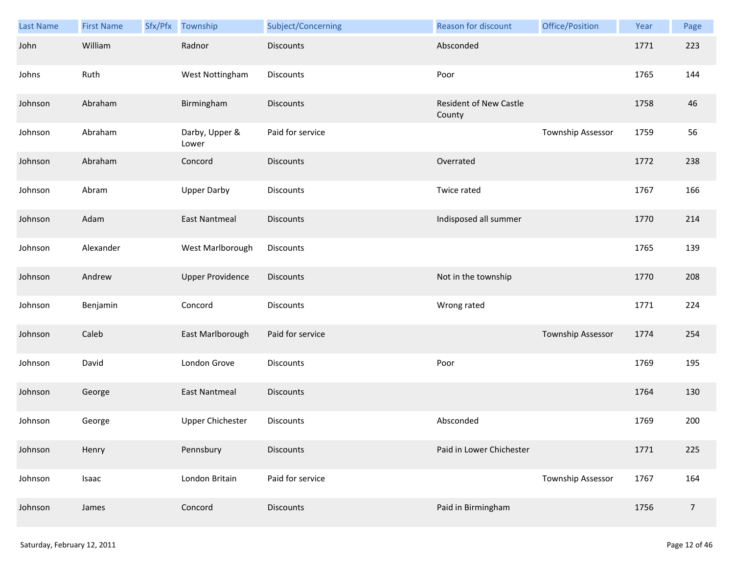| Last Name | First Name | Sfx/Pfx | Township | Subject/Concerning | Reason for discount | Office/Position | Year | Page |
|---|---|---|---|---|---|---|---|---|
| John | William | | Radnor | Discounts | Absconded | | 1771 | 223 |
| Johns | Ruth | | West Nottingham | Discounts | Poor | | 1765 | 144 |
| Johnson | Abraham | | Birmingham | Discounts | Resident of New Castle County | | 1758 | 46 |
| Johnson | Abraham | | Darby, Upper & Lower | Paid for service | | Township Assessor | 1759 | 56 |
| Johnson | Abraham | | Concord | Discounts | Overrated | | 1772 | 238 |
| Johnson | Abram | | Upper Darby | Discounts | Twice rated | | 1767 | 166 |
| Johnson | Adam | | East Nantmeal | Discounts | Indisposed all summer | | 1770 | 214 |
| Johnson | Alexander | | West Marlborough | Discounts | | | 1765 | 139 |
| Johnson | Andrew | | Upper Providence | Discounts | Not in the township | | 1770 | 208 |
| Johnson | Benjamin | | Concord | Discounts | Wrong rated | | 1771 | 224 |
| Johnson | Caleb | | East Marlborough | Paid for service | | Township Assessor | 1774 | 254 |
| Johnson | David | | London Grove | Discounts | Poor | | 1769 | 195 |
| Johnson | George | | East Nantmeal | Discounts | | | 1764 | 130 |
| Johnson | George | | Upper Chichester | Discounts | Absconded | | 1769 | 200 |
| Johnson | Henry | | Pennsbury | Discounts | Paid in Lower Chichester | | 1771 | 225 |
| Johnson | Isaac | | London Britain | Paid for service | | Township Assessor | 1767 | 164 |
| Johnson | James | | Concord | Discounts | Paid in Birmingham | | 1756 | 7 |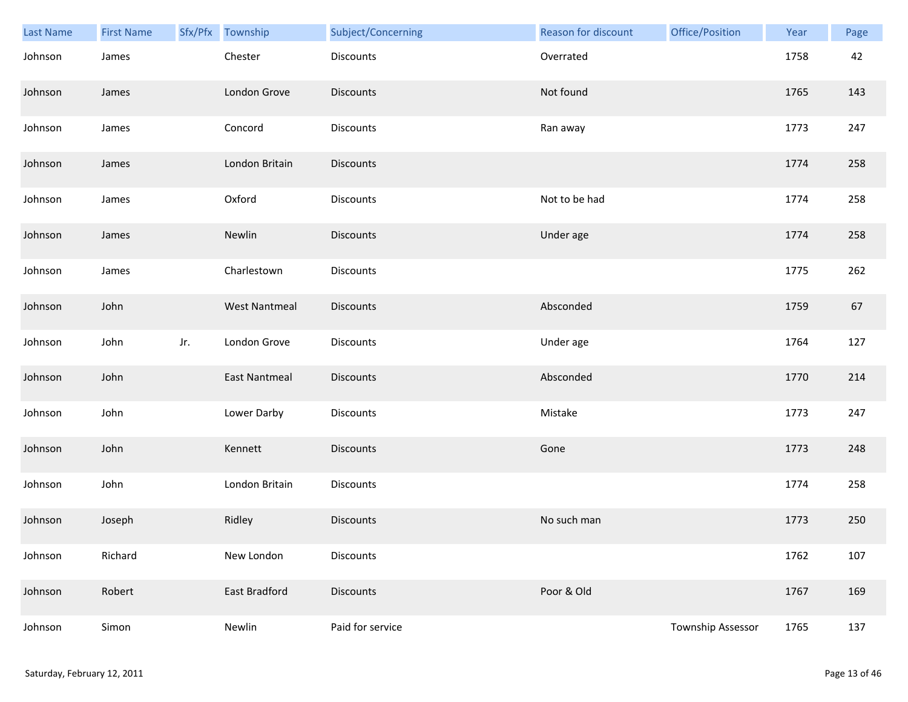| Last Name | First Name | Sfx/Pfx | Township | Subject/Concerning | Reason for discount | Office/Position | Year | Page |
|---|---|---|---|---|---|---|---|---|
| Johnson | James | | Chester | Discounts | Overrated | | 1758 | 42 |
| Johnson | James | | London Grove | Discounts | Not found | | 1765 | 143 |
| Johnson | James | | Concord | Discounts | Ran away | | 1773 | 247 |
| Johnson | James | | London Britain | Discounts | | | 1774 | 258 |
| Johnson | James | | Oxford | Discounts | Not to be had | | 1774 | 258 |
| Johnson | James | | Newlin | Discounts | Under age | | 1774 | 258 |
| Johnson | James | | Charlestown | Discounts | | | 1775 | 262 |
| Johnson | John | | West Nantmeal | Discounts | Absconded | | 1759 | 67 |
| Johnson | John | Jr. | London Grove | Discounts | Under age | | 1764 | 127 |
| Johnson | John | | East Nantmeal | Discounts | Absconded | | 1770 | 214 |
| Johnson | John | | Lower Darby | Discounts | Mistake | | 1773 | 247 |
| Johnson | John | | Kennett | Discounts | Gone | | 1773 | 248 |
| Johnson | John | | London Britain | Discounts | | | 1774 | 258 |
| Johnson | Joseph | | Ridley | Discounts | No such man | | 1773 | 250 |
| Johnson | Richard | | New London | Discounts | | | 1762 | 107 |
| Johnson | Robert | | East Bradford | Discounts | Poor & Old | | 1767 | 169 |
| Johnson | Simon | | Newlin | Paid for service | | Township Assessor | 1765 | 137 |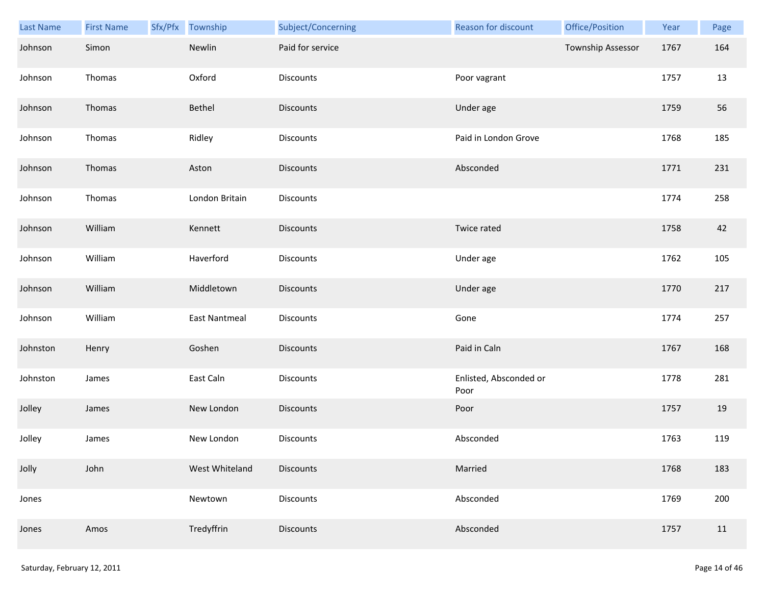| Last Name | First Name | Sfx/Pfx | Township | Subject/Concerning | Reason for discount | Office/Position | Year | Page |
|---|---|---|---|---|---|---|---|---|
| Johnson | Simon | | Newlin | Paid for service | | Township Assessor | 1767 | 164 |
| Johnson | Thomas | | Oxford | Discounts | Poor vagrant | | 1757 | 13 |
| Johnson | Thomas | | Bethel | Discounts | Under age | | 1759 | 56 |
| Johnson | Thomas | | Ridley | Discounts | Paid in London Grove | | 1768 | 185 |
| Johnson | Thomas | | Aston | Discounts | Absconded | | 1771 | 231 |
| Johnson | Thomas | | London Britain | Discounts | | | 1774 | 258 |
| Johnson | William | | Kennett | Discounts | Twice rated | | 1758 | 42 |
| Johnson | William | | Haverford | Discounts | Under age | | 1762 | 105 |
| Johnson | William | | Middletown | Discounts | Under age | | 1770 | 217 |
| Johnson | William | | East Nantmeal | Discounts | Gone | | 1774 | 257 |
| Johnston | Henry | | Goshen | Discounts | Paid in Caln | | 1767 | 168 |
| Johnston | James | | East Caln | Discounts | Enlisted, Absconded or Poor | | 1778 | 281 |
| Jolley | James | | New London | Discounts | Poor | | 1757 | 19 |
| Jolley | James | | New London | Discounts | Absconded | | 1763 | 119 |
| Jolly | John | | West Whiteland | Discounts | Married | | 1768 | 183 |
| Jones | | | Newtown | Discounts | Absconded | | 1769 | 200 |
| Jones | Amos | | Tredyffrin | Discounts | Absconded | | 1757 | 11 |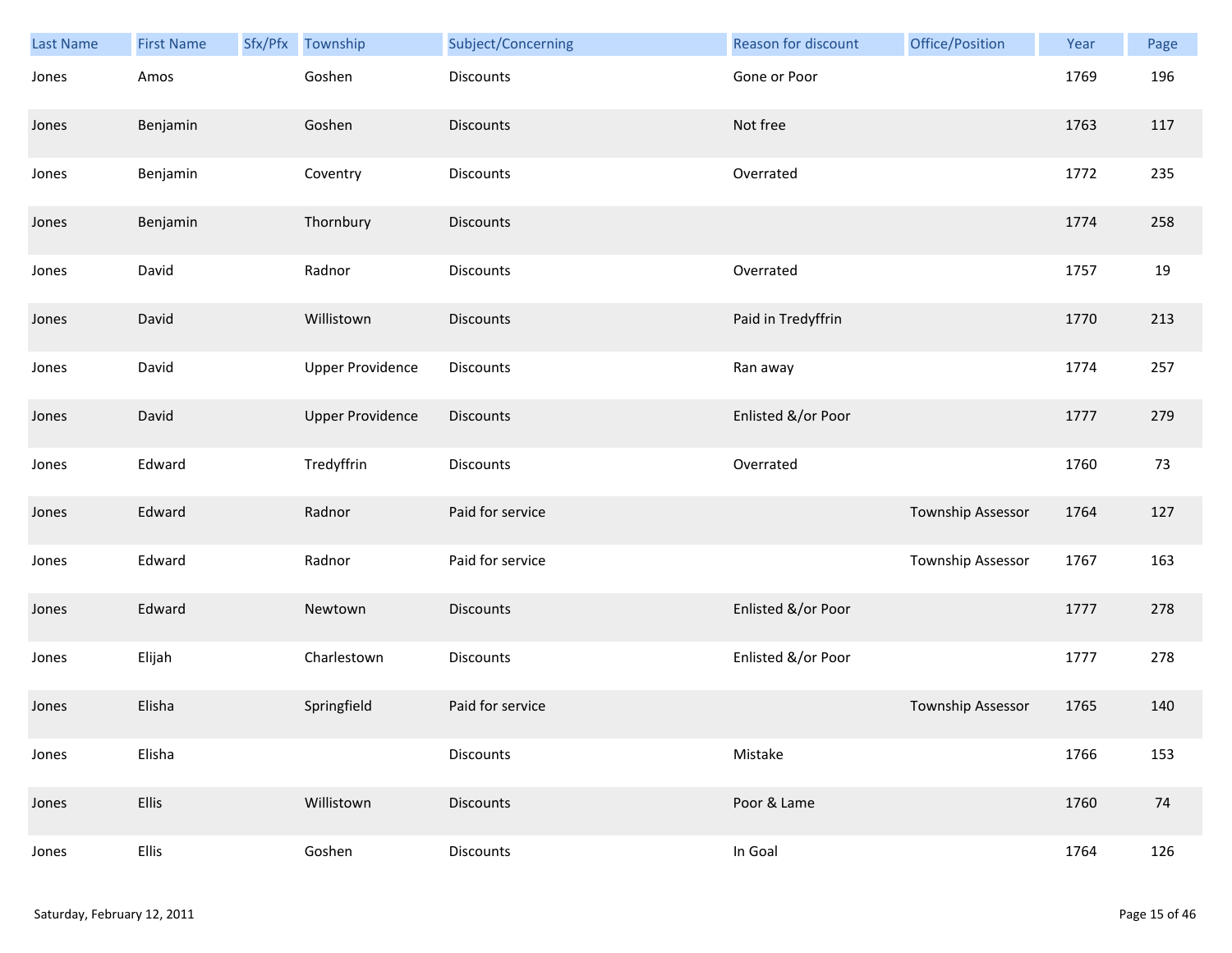| Last Name | First Name | Sfx/Pfx | Township | Subject/Concerning | Reason for discount | Office/Position | Year | Page |
|---|---|---|---|---|---|---|---|---|
| Jones | Amos | | Goshen | Discounts | Gone or Poor | | 1769 | 196 |
| Jones | Benjamin | | Goshen | Discounts | Not free | | 1763 | 117 |
| Jones | Benjamin | | Coventry | Discounts | Overrated | | 1772 | 235 |
| Jones | Benjamin | | Thornbury | Discounts | | | 1774 | 258 |
| Jones | David | | Radnor | Discounts | Overrated | | 1757 | 19 |
| Jones | David | | Willistown | Discounts | Paid in Tredyffrin | | 1770 | 213 |
| Jones | David | | Upper Providence | Discounts | Ran away | | 1774 | 257 |
| Jones | David | | Upper Providence | Discounts | Enlisted &/or Poor | | 1777 | 279 |
| Jones | Edward | | Tredyffrin | Discounts | Overrated | | 1760 | 73 |
| Jones | Edward | | Radnor | Paid for service | | Township Assessor | 1764 | 127 |
| Jones | Edward | | Radnor | Paid for service | | Township Assessor | 1767 | 163 |
| Jones | Edward | | Newtown | Discounts | Enlisted &/or Poor | | 1777 | 278 |
| Jones | Elijah | | Charlestown | Discounts | Enlisted &/or Poor | | 1777 | 278 |
| Jones | Elisha | | Springfield | Paid for service | | Township Assessor | 1765 | 140 |
| Jones | Elisha | | | Discounts | Mistake | | 1766 | 153 |
| Jones | Ellis | | Willistown | Discounts | Poor & Lame | | 1760 | 74 |
| Jones | Ellis | | Goshen | Discounts | In Goal | | 1764 | 126 |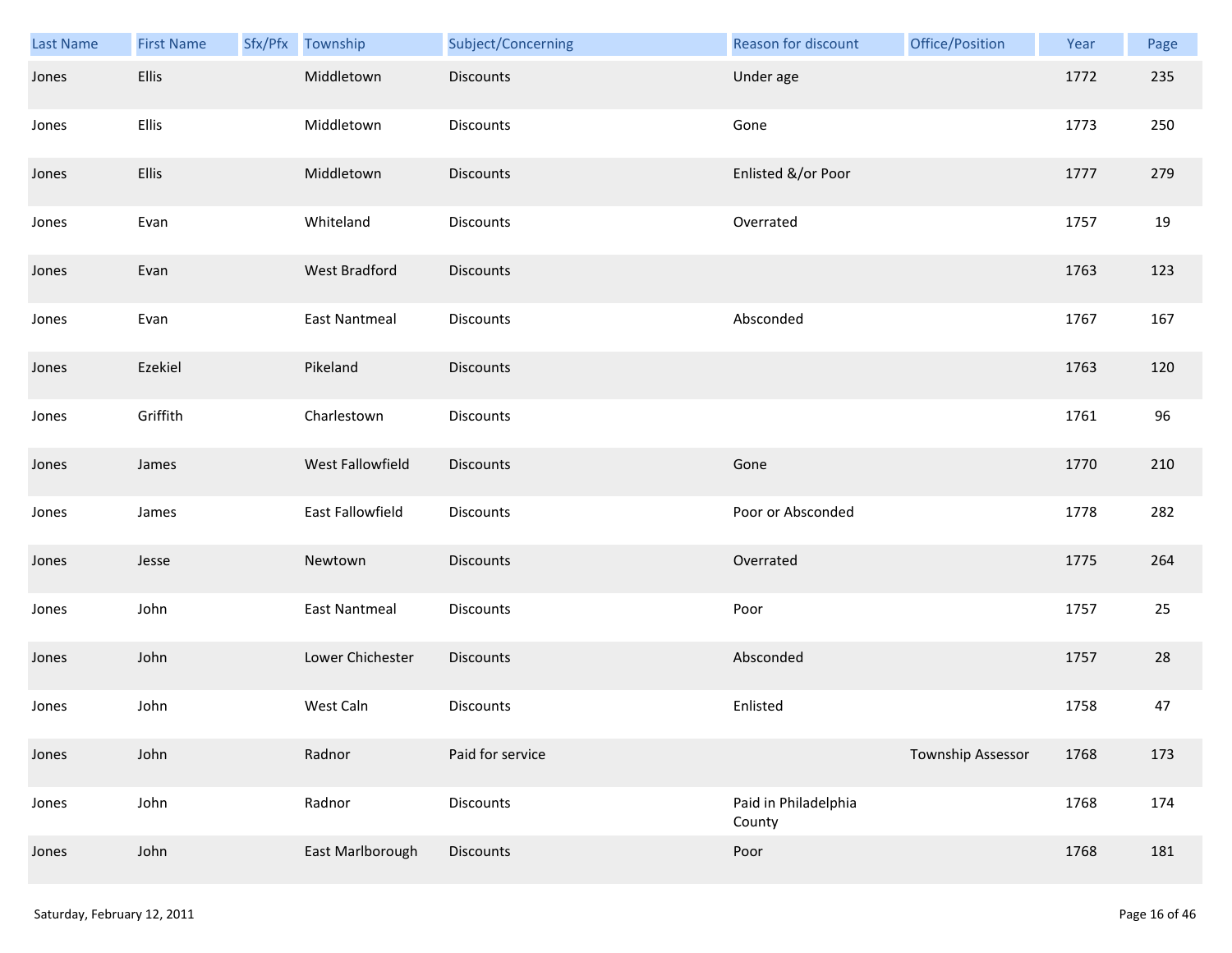| Last Name | First Name | Sfx/Pfx | Township | Subject/Concerning | Reason for discount | Office/Position | Year | Page |
|---|---|---|---|---|---|---|---|---|
| Jones | Ellis | | Middletown | Discounts | Under age | | 1772 | 235 |
| Jones | Ellis | | Middletown | Discounts | Gone | | 1773 | 250 |
| Jones | Ellis | | Middletown | Discounts | Enlisted &/or Poor | | 1777 | 279 |
| Jones | Evan | | Whiteland | Discounts | Overrated | | 1757 | 19 |
| Jones | Evan | | West Bradford | Discounts | | | 1763 | 123 |
| Jones | Evan | | East Nantmeal | Discounts | Absconded | | 1767 | 167 |
| Jones | Ezekiel | | Pikeland | Discounts | | | 1763 | 120 |
| Jones | Griffith | | Charlestown | Discounts | | | 1761 | 96 |
| Jones | James | | West Fallowfield | Discounts | Gone | | 1770 | 210 |
| Jones | James | | East Fallowfield | Discounts | Poor or Absconded | | 1778 | 282 |
| Jones | Jesse | | Newtown | Discounts | Overrated | | 1775 | 264 |
| Jones | John | | East Nantmeal | Discounts | Poor | | 1757 | 25 |
| Jones | John | | Lower Chichester | Discounts | Absconded | | 1757 | 28 |
| Jones | John | | West Caln | Discounts | Enlisted | | 1758 | 47 |
| Jones | John | | Radnor | Paid for service | | Township Assessor | 1768 | 173 |
| Jones | John | | Radnor | Discounts | Paid in Philadelphia County | | 1768 | 174 |
| Jones | John | | East Marlborough | Discounts | Poor | | 1768 | 181 |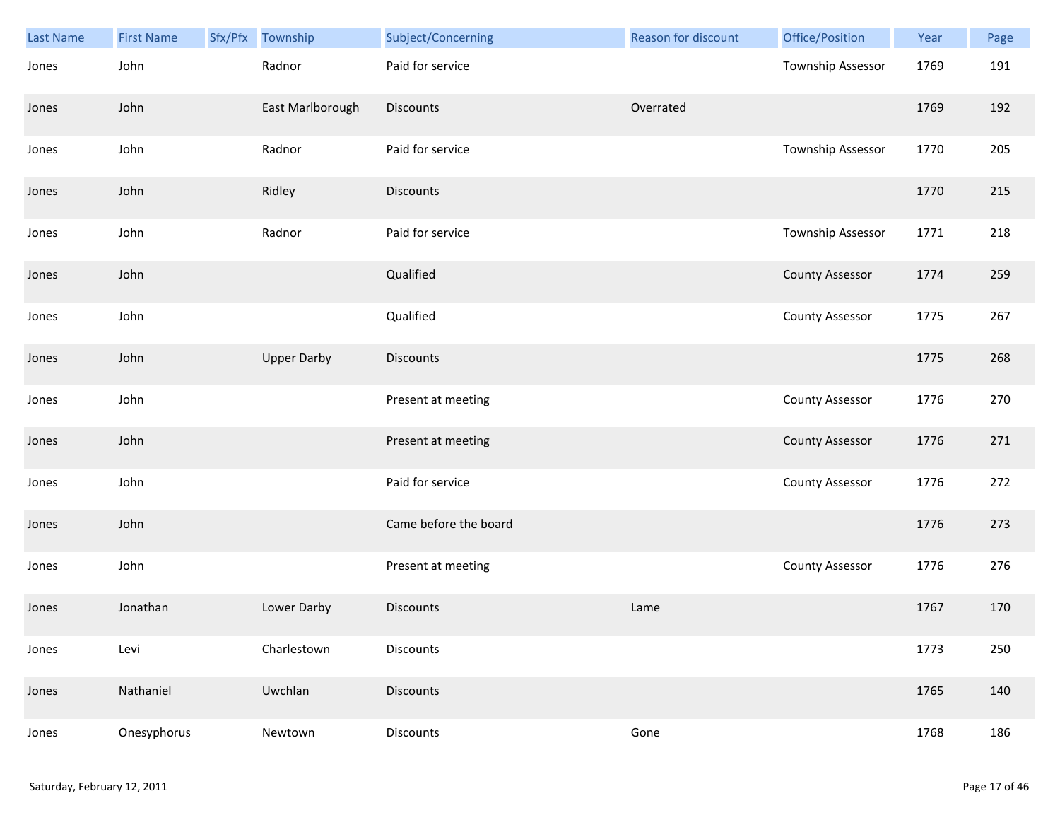| Last Name | First Name | Sfx/Pfx | Township | Subject/Concerning | Reason for discount | Office/Position | Year | Page |
|---|---|---|---|---|---|---|---|---|
| Jones | John | | Radnor | Paid for service | | Township Assessor | 1769 | 191 |
| Jones | John | | East Marlborough | Discounts | Overrated | | 1769 | 192 |
| Jones | John | | Radnor | Paid for service | | Township Assessor | 1770 | 205 |
| Jones | John | | Ridley | Discounts | | | 1770 | 215 |
| Jones | John | | Radnor | Paid for service | | Township Assessor | 1771 | 218 |
| Jones | John | | | Qualified | | County Assessor | 1774 | 259 |
| Jones | John | | | Qualified | | County Assessor | 1775 | 267 |
| Jones | John | | Upper Darby | Discounts | | | 1775 | 268 |
| Jones | John | | | Present at meeting | | County Assessor | 1776 | 270 |
| Jones | John | | | Present at meeting | | County Assessor | 1776 | 271 |
| Jones | John | | | Paid for service | | County Assessor | 1776 | 272 |
| Jones | John | | | Came before the board | | | 1776 | 273 |
| Jones | John | | | Present at meeting | | County Assessor | 1776 | 276 |
| Jones | Jonathan | | Lower Darby | Discounts | Lame | | 1767 | 170 |
| Jones | Levi | | Charlestown | Discounts | | | 1773 | 250 |
| Jones | Nathaniel | | Uwchlan | Discounts | | | 1765 | 140 |
| Jones | Onesyphorus | | Newtown | Discounts | Gone | | 1768 | 186 |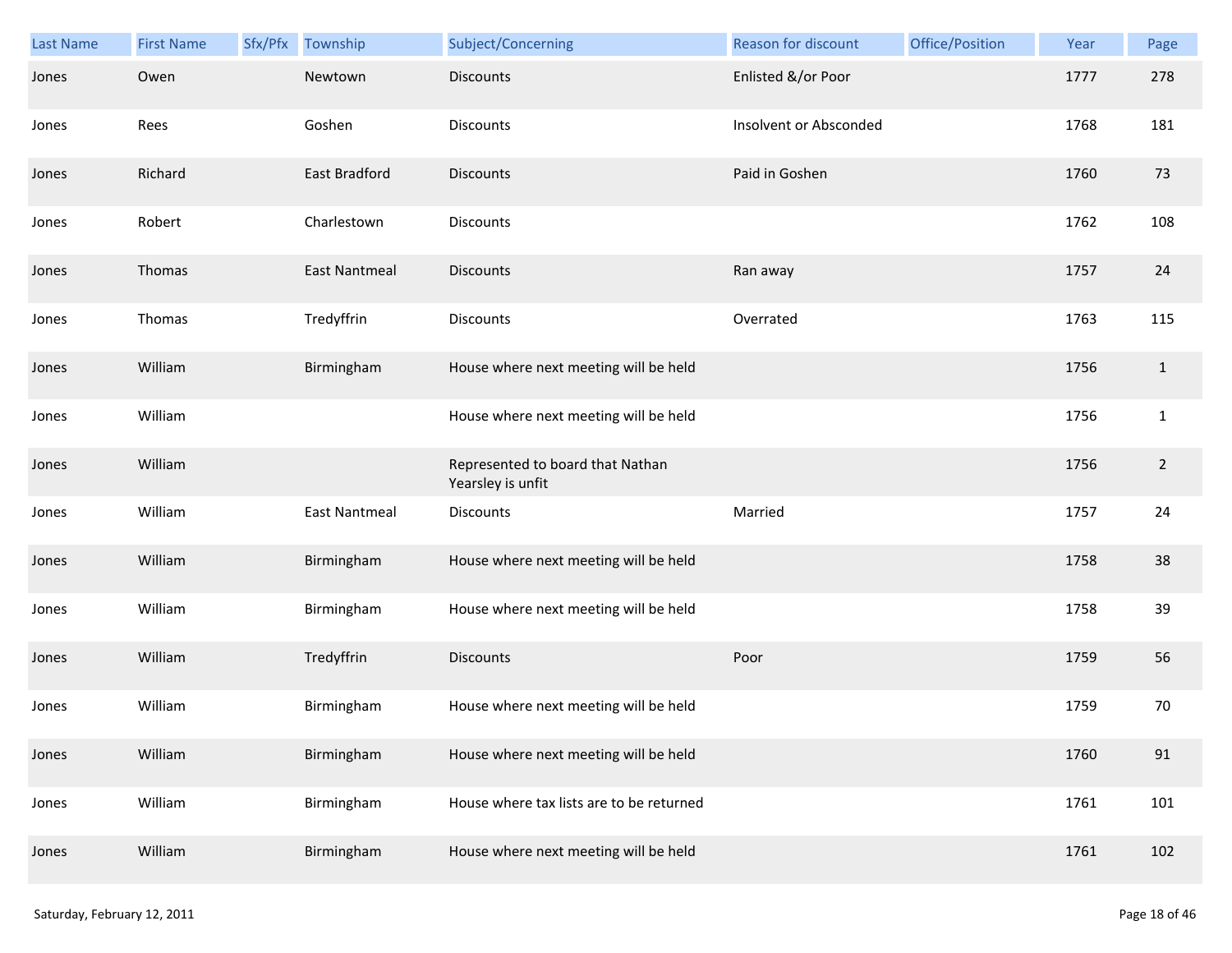| Last Name | First Name | Sfx/Pfx | Township | Subject/Concerning | Reason for discount | Office/Position | Year | Page |
|---|---|---|---|---|---|---|---|---|
| Jones | Owen | | Newtown | Discounts | Enlisted &/or Poor | | 1777 | 278 |
| Jones | Rees | | Goshen | Discounts | Insolvent or Absconded | | 1768 | 181 |
| Jones | Richard | | East Bradford | Discounts | Paid in Goshen | | 1760 | 73 |
| Jones | Robert | | Charlestown | Discounts | | | 1762 | 108 |
| Jones | Thomas | | East Nantmeal | Discounts | Ran away | | 1757 | 24 |
| Jones | Thomas | | Tredyffrin | Discounts | Overrated | | 1763 | 115 |
| Jones | William | | Birmingham | House where next meeting will be held | | | 1756 | 1 |
| Jones | William | | | House where next meeting will be held | | | 1756 | 1 |
| Jones | William | | | Represented to board that Nathan Yearsley is unfit | | | 1756 | 2 |
| Jones | William | | East Nantmeal | Discounts | Married | | 1757 | 24 |
| Jones | William | | Birmingham | House where next meeting will be held | | | 1758 | 38 |
| Jones | William | | Birmingham | House where next meeting will be held | | | 1758 | 39 |
| Jones | William | | Tredyffrin | Discounts | Poor | | 1759 | 56 |
| Jones | William | | Birmingham | House where next meeting will be held | | | 1759 | 70 |
| Jones | William | | Birmingham | House where next meeting will be held | | | 1760 | 91 |
| Jones | William | | Birmingham | House where tax lists are to be returned | | | 1761 | 101 |
| Jones | William | | Birmingham | House where next meeting will be held | | | 1761 | 102 |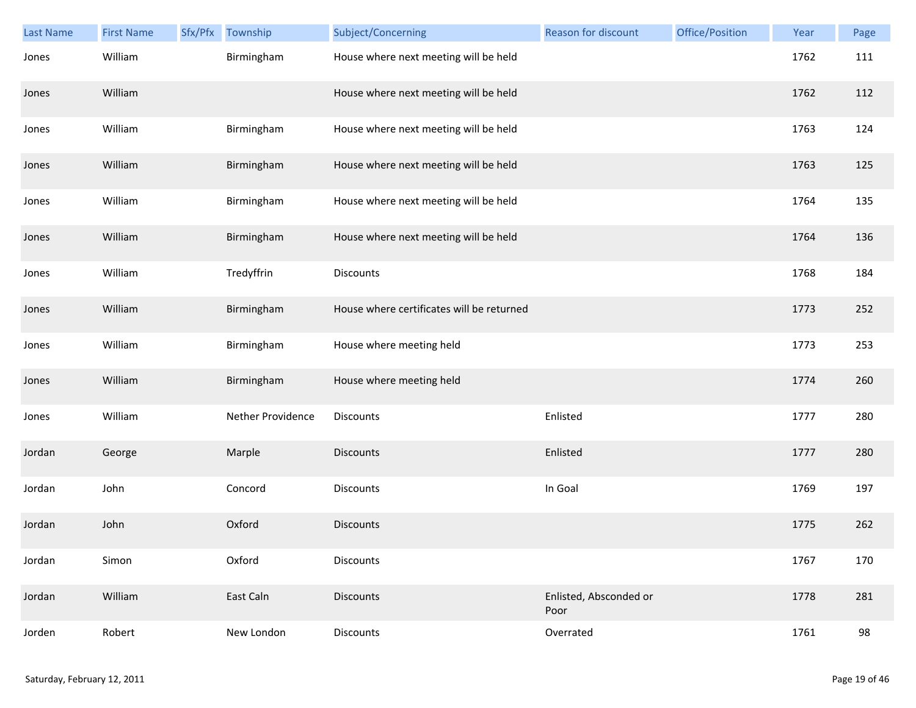| Last Name | First Name | Sfx/Pfx | Township | Subject/Concerning | Reason for discount | Office/Position | Year | Page |
|---|---|---|---|---|---|---|---|---|
| Jones | William | | Birmingham | House where next meeting will be held | | | 1762 | 111 |
| Jones | William | | | House where next meeting will be held | | | 1762 | 112 |
| Jones | William | | Birmingham | House where next meeting will be held | | | 1763 | 124 |
| Jones | William | | Birmingham | House where next meeting will be held | | | 1763 | 125 |
| Jones | William | | Birmingham | House where next meeting will be held | | | 1764 | 135 |
| Jones | William | | Birmingham | House where next meeting will be held | | | 1764 | 136 |
| Jones | William | | Tredyffrin | Discounts | | | 1768 | 184 |
| Jones | William | | Birmingham | House where certificates will be returned | | | 1773 | 252 |
| Jones | William | | Birmingham | House where meeting held | | | 1773 | 253 |
| Jones | William | | Birmingham | House where meeting held | | | 1774 | 260 |
| Jones | William | | Nether Providence | Discounts | Enlisted | | 1777 | 280 |
| Jordan | George | | Marple | Discounts | Enlisted | | 1777 | 280 |
| Jordan | John | | Concord | Discounts | In Goal | | 1769 | 197 |
| Jordan | John | | Oxford | Discounts | | | 1775 | 262 |
| Jordan | Simon | | Oxford | Discounts | | | 1767 | 170 |
| Jordan | William | | East Caln | Discounts | Enlisted, Absconded or Poor | | 1778 | 281 |
| Jorden | Robert | | New London | Discounts | Overrated | | 1761 | 98 |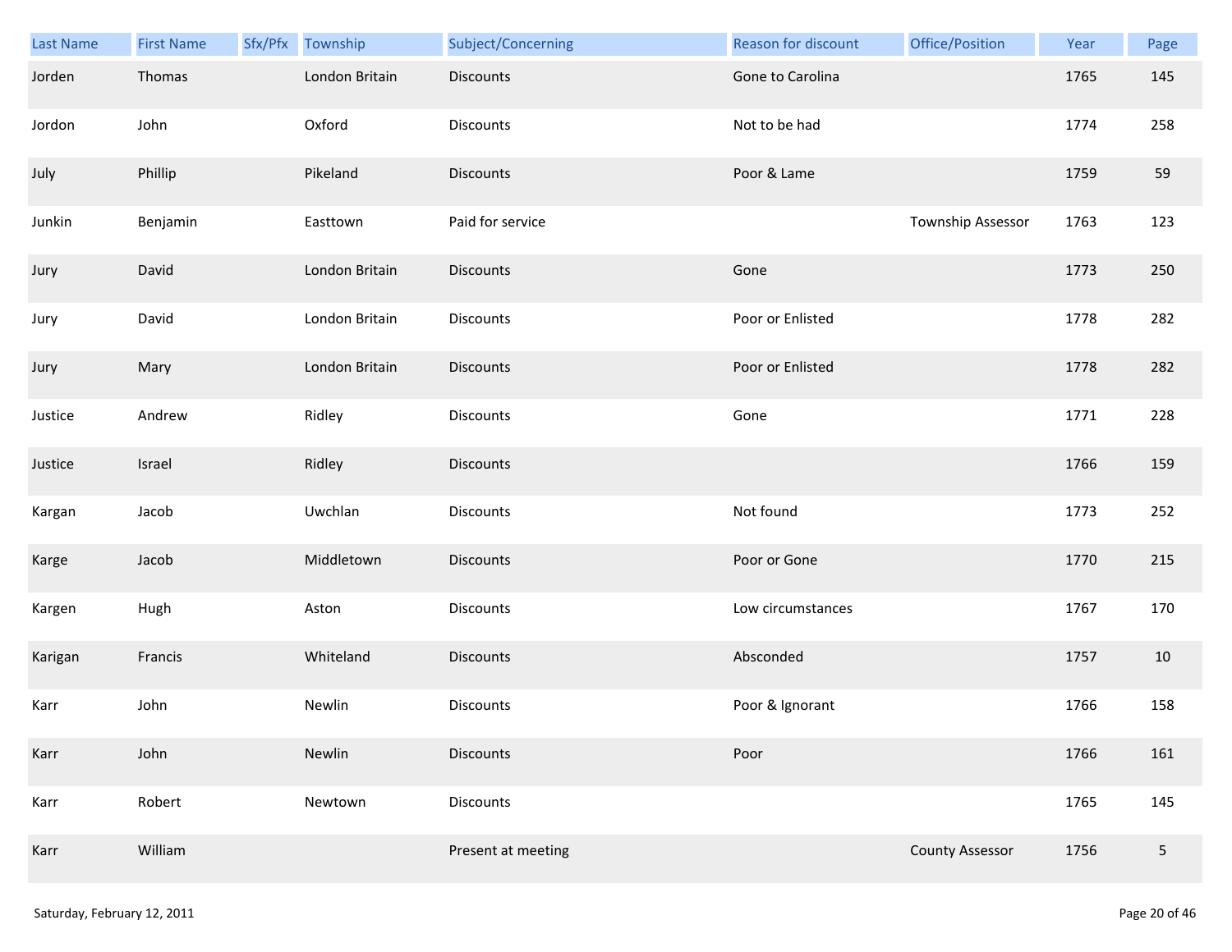| Last Name | First Name | Sfx/Pfx | Township | Subject/Concerning | Reason for discount | Office/Position | Year | Page |
|---|---|---|---|---|---|---|---|---|
| Jorden | Thomas | | London Britain | Discounts | Gone to Carolina | | 1765 | 145 |
| Jordon | John | | Oxford | Discounts | Not to be had | | 1774 | 258 |
| July | Phillip | | Pikeland | Discounts | Poor & Lame | | 1759 | 59 |
| Junkin | Benjamin | | Easttown | Paid for service | | Township Assessor | 1763 | 123 |
| Jury | David | | London Britain | Discounts | Gone | | 1773 | 250 |
| Jury | David | | London Britain | Discounts | Poor or Enlisted | | 1778 | 282 |
| Jury | Mary | | London Britain | Discounts | Poor or Enlisted | | 1778 | 282 |
| Justice | Andrew | | Ridley | Discounts | Gone | | 1771 | 228 |
| Justice | Israel | | Ridley | Discounts | | | 1766 | 159 |
| Kargan | Jacob | | Uwchlan | Discounts | Not found | | 1773 | 252 |
| Karge | Jacob | | Middletown | Discounts | Poor or Gone | | 1770 | 215 |
| Kargen | Hugh | | Aston | Discounts | Low circumstances | | 1767 | 170 |
| Karigan | Francis | | Whiteland | Discounts | Absconded | | 1757 | 10 |
| Karr | John | | Newlin | Discounts | Poor & Ignorant | | 1766 | 158 |
| Karr | John | | Newlin | Discounts | Poor | | 1766 | 161 |
| Karr | Robert | | Newtown | Discounts | | | 1765 | 145 |
| Karr | William | | | Present at meeting | | County Assessor | 1756 | 5 |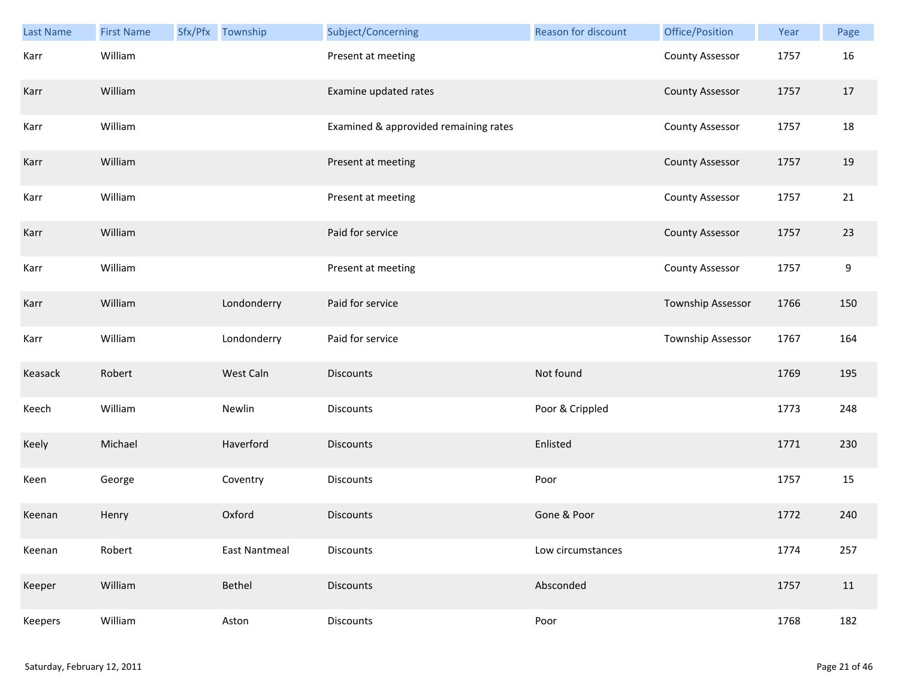| Last Name | First Name | Sfx/Pfx | Township | Subject/Concerning | Reason for discount | Office/Position | Year | Page |
|---|---|---|---|---|---|---|---|---|
| Karr | William | | | Present at meeting | | County Assessor | 1757 | 16 |
| Karr | William | | | Examine updated rates | | County Assessor | 1757 | 17 |
| Karr | William | | | Examined & approvided remaining rates | | County Assessor | 1757 | 18 |
| Karr | William | | | Present at meeting | | County Assessor | 1757 | 19 |
| Karr | William | | | Present at meeting | | County Assessor | 1757 | 21 |
| Karr | William | | | Paid for service | | County Assessor | 1757 | 23 |
| Karr | William | | | Present at meeting | | County Assessor | 1757 | 9 |
| Karr | William | | Londonderry | Paid for service | | Township Assessor | 1766 | 150 |
| Karr | William | | Londonderry | Paid for service | | Township Assessor | 1767 | 164 |
| Keasack | Robert | | West Caln | Discounts | Not found | | 1769 | 195 |
| Keech | William | | Newlin | Discounts | Poor & Crippled | | 1773 | 248 |
| Keely | Michael | | Haverford | Discounts | Enlisted | | 1771 | 230 |
| Keen | George | | Coventry | Discounts | Poor | | 1757 | 15 |
| Keenan | Henry | | Oxford | Discounts | Gone & Poor | | 1772 | 240 |
| Keenan | Robert | | East Nantmeal | Discounts | Low circumstances | | 1774 | 257 |
| Keeper | William | | Bethel | Discounts | Absconded | | 1757 | 11 |
| Keepers | William | | Aston | Discounts | Poor | | 1768 | 182 |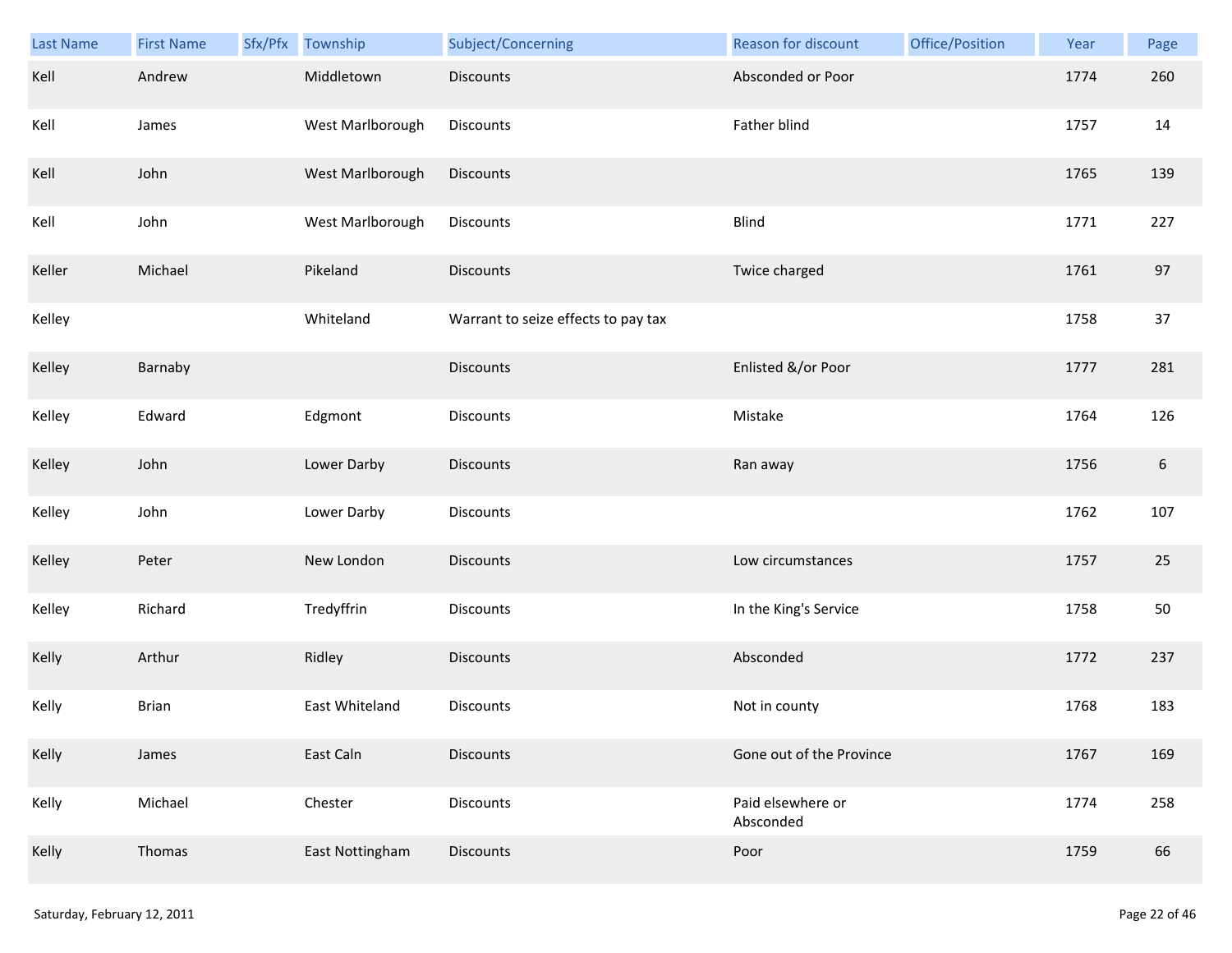| Last Name | First Name | Sfx/Pfx | Township | Subject/Concerning | Reason for discount | Office/Position | Year | Page |
|---|---|---|---|---|---|---|---|---|
| Kell | Andrew | | Middletown | Discounts | Absconded or Poor | | 1774 | 260 |
| Kell | James | | West Marlborough | Discounts | Father blind | | 1757 | 14 |
| Kell | John | | West Marlborough | Discounts | | | 1765 | 139 |
| Kell | John | | West Marlborough | Discounts | Blind | | 1771 | 227 |
| Keller | Michael | | Pikeland | Discounts | Twice charged | | 1761 | 97 |
| Kelley | | | Whiteland | Warrant to seize effects to pay tax | | | 1758 | 37 |
| Kelley | Barnaby | | | Discounts | Enlisted &/or Poor | | 1777 | 281 |
| Kelley | Edward | | Edgmont | Discounts | Mistake | | 1764 | 126 |
| Kelley | John | | Lower Darby | Discounts | Ran away | | 1756 | 6 |
| Kelley | John | | Lower Darby | Discounts | | | 1762 | 107 |
| Kelley | Peter | | New London | Discounts | Low circumstances | | 1757 | 25 |
| Kelley | Richard | | Tredyffrin | Discounts | In the King's Service | | 1758 | 50 |
| Kelly | Arthur | | Ridley | Discounts | Absconded | | 1772 | 237 |
| Kelly | Brian | | East Whiteland | Discounts | Not in county | | 1768 | 183 |
| Kelly | James | | East Caln | Discounts | Gone out of the Province | | 1767 | 169 |
| Kelly | Michael | | Chester | Discounts | Paid elsewhere or Absconded | | 1774 | 258 |
| Kelly | Thomas | | East Nottingham | Discounts | Poor | | 1759 | 66 |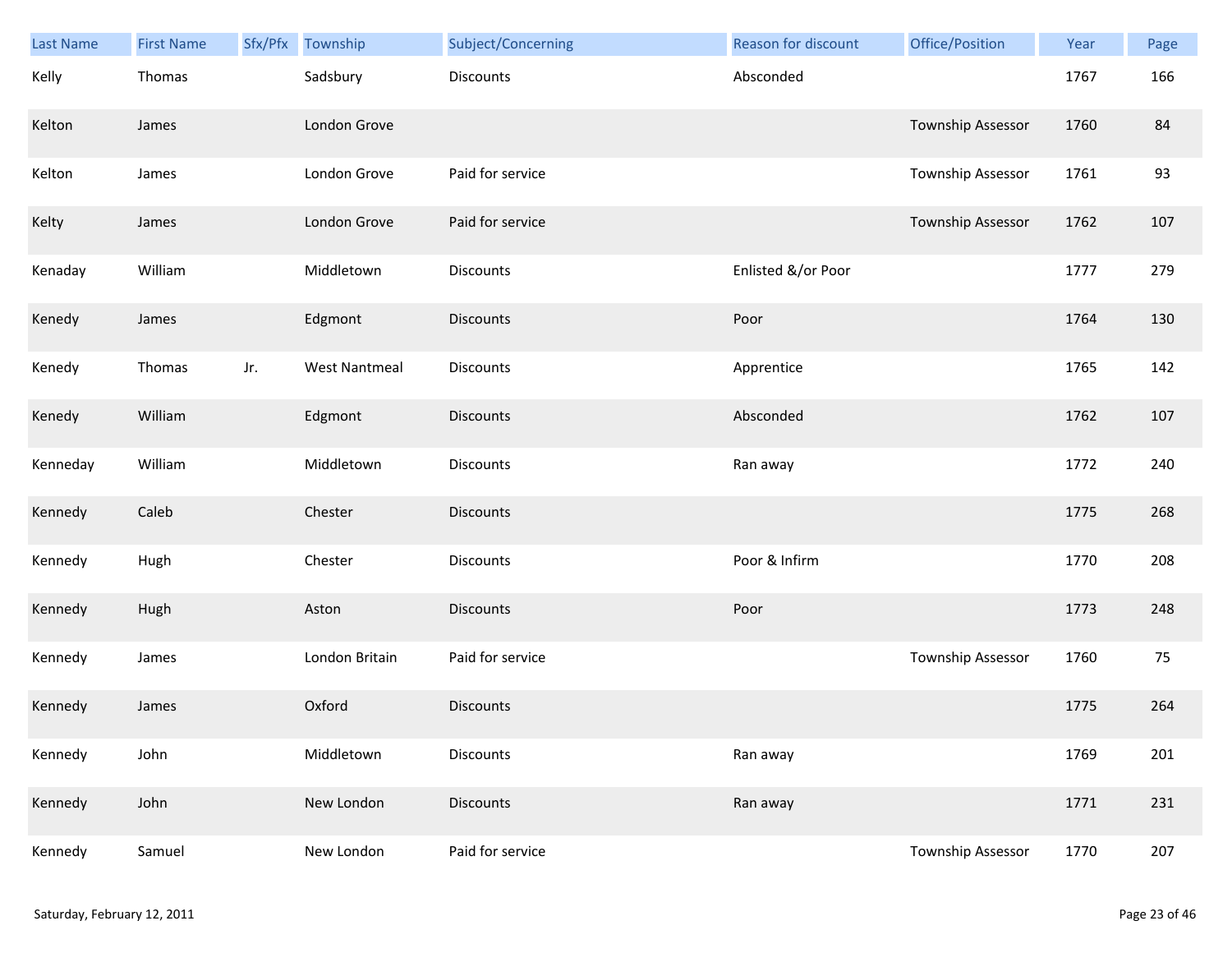| Last Name | First Name | Sfx/Pfx | Township | Subject/Concerning | Reason for discount | Office/Position | Year | Page |
|---|---|---|---|---|---|---|---|---|
| Kelly | Thomas | | Sadsbury | Discounts | Absconded | | 1767 | 166 |
| Kelton | James | | London Grove | | | Township Assessor | 1760 | 84 |
| Kelton | James | | London Grove | Paid for service | | Township Assessor | 1761 | 93 |
| Kelty | James | | London Grove | Paid for service | | Township Assessor | 1762 | 107 |
| Kenaday | William | | Middletown | Discounts | Enlisted &/or Poor | | 1777 | 279 |
| Kenedy | James | | Edgmont | Discounts | Poor | | 1764 | 130 |
| Kenedy | Thomas | Jr. | West Nantmeal | Discounts | Apprentice | | 1765 | 142 |
| Kenedy | William | | Edgmont | Discounts | Absconded | | 1762 | 107 |
| Kenneday | William | | Middletown | Discounts | Ran away | | 1772 | 240 |
| Kennedy | Caleb | | Chester | Discounts | | | 1775 | 268 |
| Kennedy | Hugh | | Chester | Discounts | Poor & Infirm | | 1770 | 208 |
| Kennedy | Hugh | | Aston | Discounts | Poor | | 1773 | 248 |
| Kennedy | James | | London Britain | Paid for service | | Township Assessor | 1760 | 75 |
| Kennedy | James | | Oxford | Discounts | | | 1775 | 264 |
| Kennedy | John | | Middletown | Discounts | Ran away | | 1769 | 201 |
| Kennedy | John | | New London | Discounts | Ran away | | 1771 | 231 |
| Kennedy | Samuel | | New London | Paid for service | | Township Assessor | 1770 | 207 |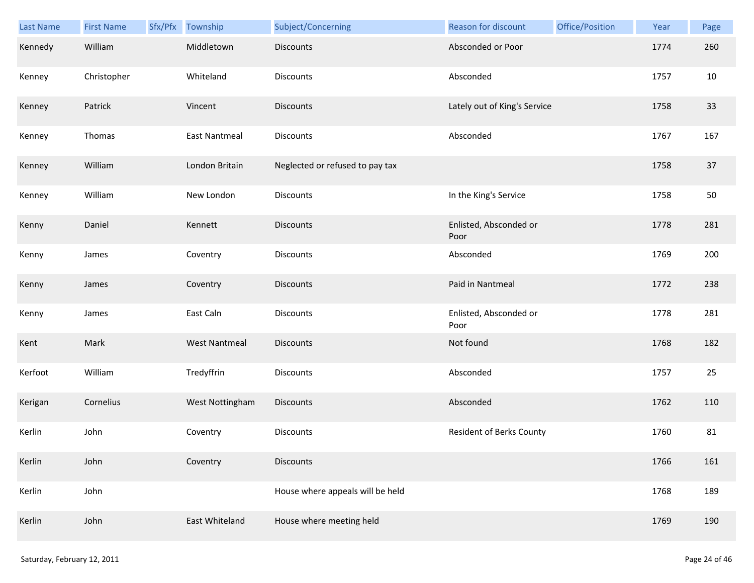| Last Name | First Name | Sfx/Pfx | Township | Subject/Concerning | Reason for discount | Office/Position | Year | Page |
|---|---|---|---|---|---|---|---|---|
| Kennedy | William | | Middletown | Discounts | Absconded or Poor | | 1774 | 260 |
| Kenney | Christopher | | Whiteland | Discounts | Absconded | | 1757 | 10 |
| Kenney | Patrick | | Vincent | Discounts | Lately out of King's Service | | 1758 | 33 |
| Kenney | Thomas | | East Nantmeal | Discounts | Absconded | | 1767 | 167 |
| Kenney | William | | London Britain | Neglected or refused to pay tax | | | 1758 | 37 |
| Kenney | William | | New London | Discounts | In the King's Service | | 1758 | 50 |
| Kenny | Daniel | | Kennett | Discounts | Enlisted, Absconded or Poor | | 1778 | 281 |
| Kenny | James | | Coventry | Discounts | Absconded | | 1769 | 200 |
| Kenny | James | | Coventry | Discounts | Paid in Nantmeal | | 1772 | 238 |
| Kenny | James | | East Caln | Discounts | Enlisted, Absconded or Poor | | 1778 | 281 |
| Kent | Mark | | West Nantmeal | Discounts | Not found | | 1768 | 182 |
| Kerfoot | William | | Tredyffrin | Discounts | Absconded | | 1757 | 25 |
| Kerigan | Cornelius | | West Nottingham | Discounts | Absconded | | 1762 | 110 |
| Kerlin | John | | Coventry | Discounts | Resident of Berks County | | 1760 | 81 |
| Kerlin | John | | Coventry | Discounts | | | 1766 | 161 |
| Kerlin | John | | | House where appeals will be held | | | 1768 | 189 |
| Kerlin | John | | East Whiteland | House where meeting held | | | 1769 | 190 |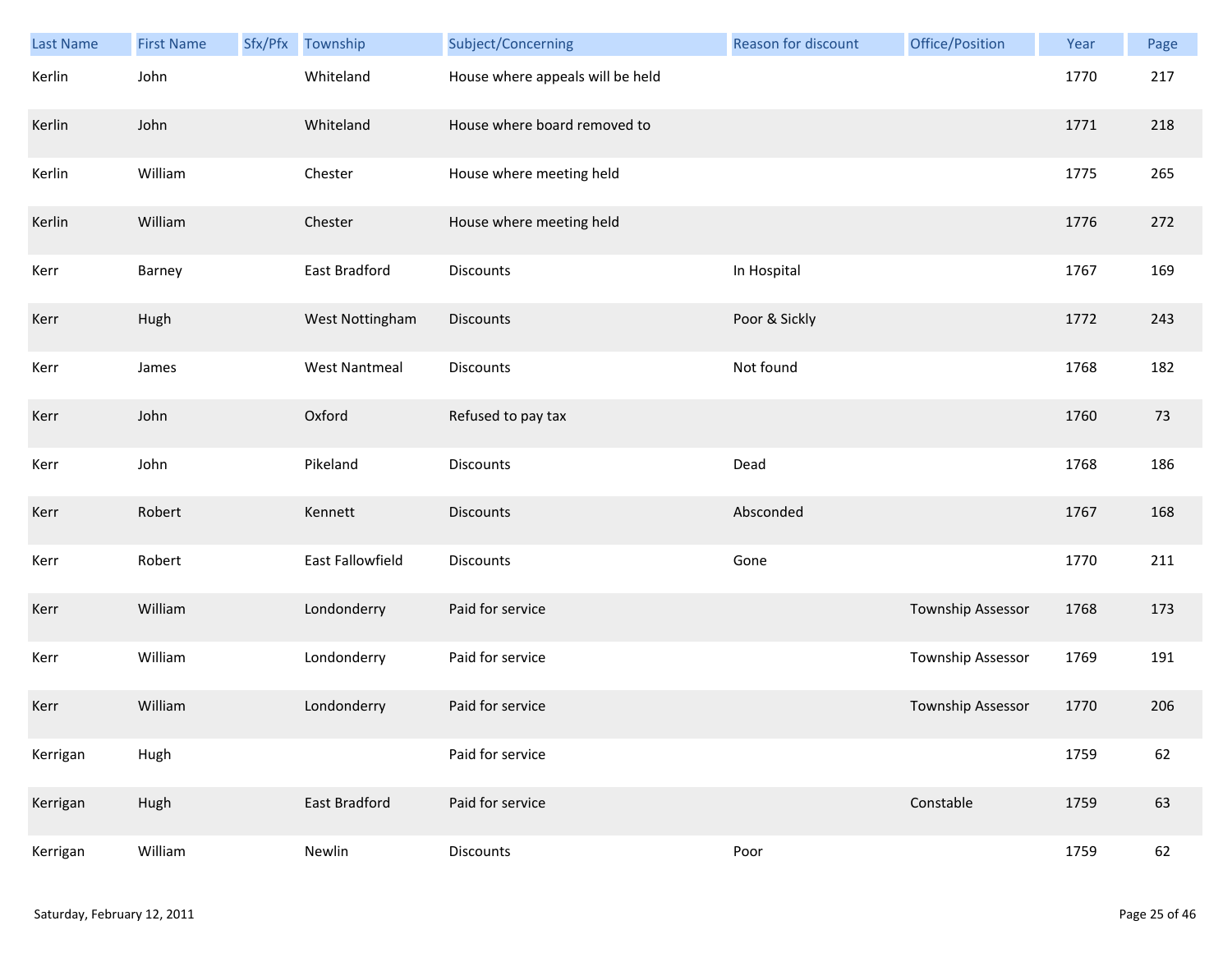| Last Name | First Name | Sfx/Pfx | Township | Subject/Concerning | Reason for discount | Office/Position | Year | Page |
|---|---|---|---|---|---|---|---|---|
| Kerlin | John | | Whiteland | House where appeals will be held | | | 1770 | 217 |
| Kerlin | John | | Whiteland | House where board removed to | | | 1771 | 218 |
| Kerlin | William | | Chester | House where meeting held | | | 1775 | 265 |
| Kerlin | William | | Chester | House where meeting held | | | 1776 | 272 |
| Kerr | Barney | | East Bradford | Discounts | In Hospital | | 1767 | 169 |
| Kerr | Hugh | | West Nottingham | Discounts | Poor & Sickly | | 1772 | 243 |
| Kerr | James | | West Nantmeal | Discounts | Not found | | 1768 | 182 |
| Kerr | John | | Oxford | Refused to pay tax | | | 1760 | 73 |
| Kerr | John | | Pikeland | Discounts | Dead | | 1768 | 186 |
| Kerr | Robert | | Kennett | Discounts | Absconded | | 1767 | 168 |
| Kerr | Robert | | East Fallowfield | Discounts | Gone | | 1770 | 211 |
| Kerr | William | | Londonderry | Paid for service | | Township Assessor | 1768 | 173 |
| Kerr | William | | Londonderry | Paid for service | | Township Assessor | 1769 | 191 |
| Kerr | William | | Londonderry | Paid for service | | Township Assessor | 1770 | 206 |
| Kerrigan | Hugh | | | Paid for service | | | 1759 | 62 |
| Kerrigan | Hugh | | East Bradford | Paid for service | | Constable | 1759 | 63 |
| Kerrigan | William | | Newlin | Discounts | Poor | | 1759 | 62 |

Saturday, February 12, 2011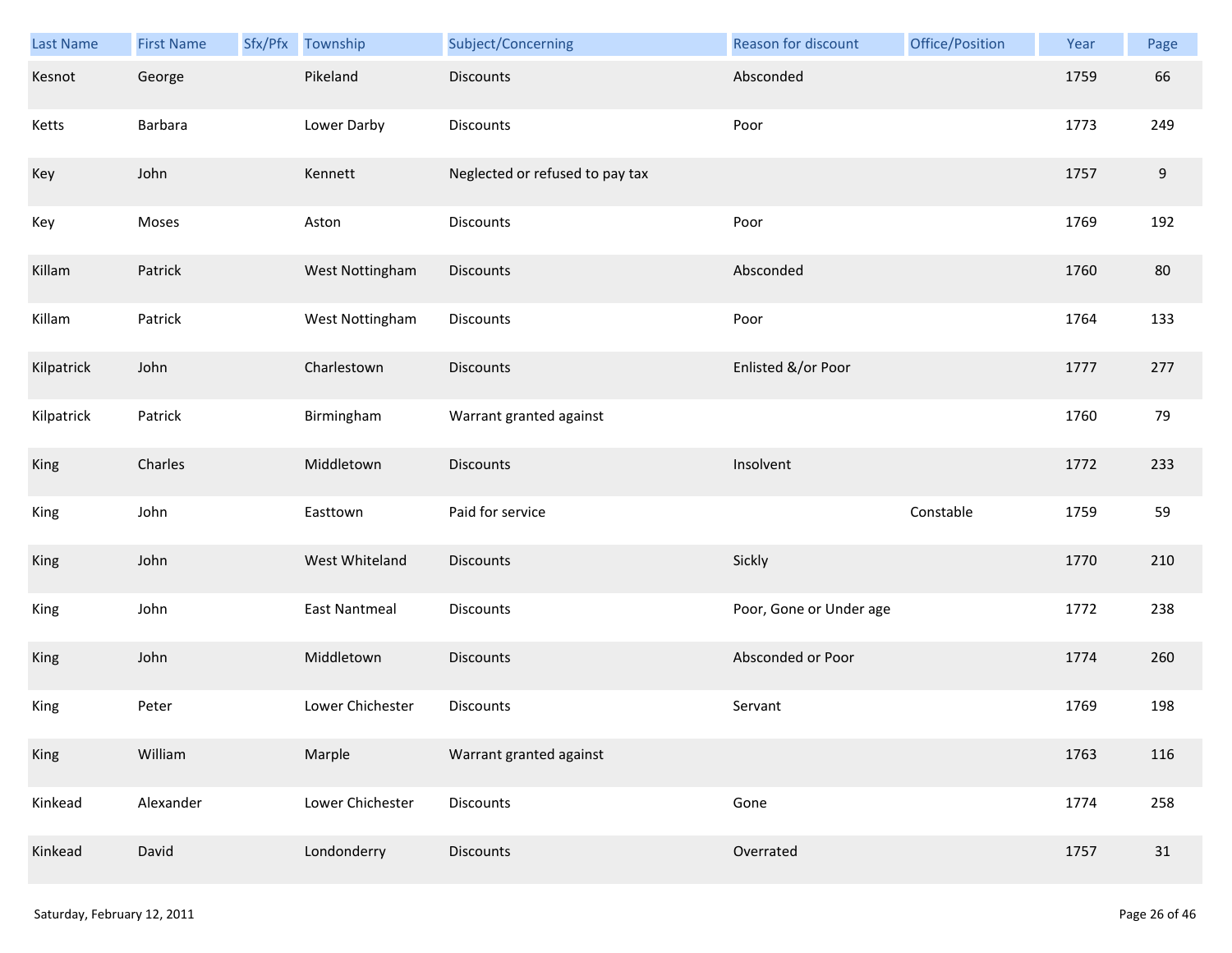| Last Name | First Name | Sfx/Pfx | Township | Subject/Concerning | Reason for discount | Office/Position | Year | Page |
|---|---|---|---|---|---|---|---|---|
| Kesnot | George | | Pikeland | Discounts | Absconded | | 1759 | 66 |
| Ketts | Barbara | | Lower Darby | Discounts | Poor | | 1773 | 249 |
| Key | John | | Kennett | Neglected or refused to pay tax | | | 1757 | 9 |
| Key | Moses | | Aston | Discounts | Poor | | 1769 | 192 |
| Killam | Patrick | | West Nottingham | Discounts | Absconded | | 1760 | 80 |
| Killam | Patrick | | West Nottingham | Discounts | Poor | | 1764 | 133 |
| Kilpatrick | John | | Charlestown | Discounts | Enlisted &/or Poor | | 1777 | 277 |
| Kilpatrick | Patrick | | Birmingham | Warrant granted against | | | 1760 | 79 |
| King | Charles | | Middletown | Discounts | Insolvent | | 1772 | 233 |
| King | John | | Easttown | Paid for service | | Constable | 1759 | 59 |
| King | John | | West Whiteland | Discounts | Sickly | | 1770 | 210 |
| King | John | | East Nantmeal | Discounts | Poor, Gone or Under age | | 1772 | 238 |
| King | John | | Middletown | Discounts | Absconded or Poor | | 1774 | 260 |
| King | Peter | | Lower Chichester | Discounts | Servant | | 1769 | 198 |
| King | William | | Marple | Warrant granted against | | | 1763 | 116 |
| Kinkead | Alexander | | Lower Chichester | Discounts | Gone | | 1774 | 258 |
| Kinkead | David | | Londonderry | Discounts | Overrated | | 1757 | 31 |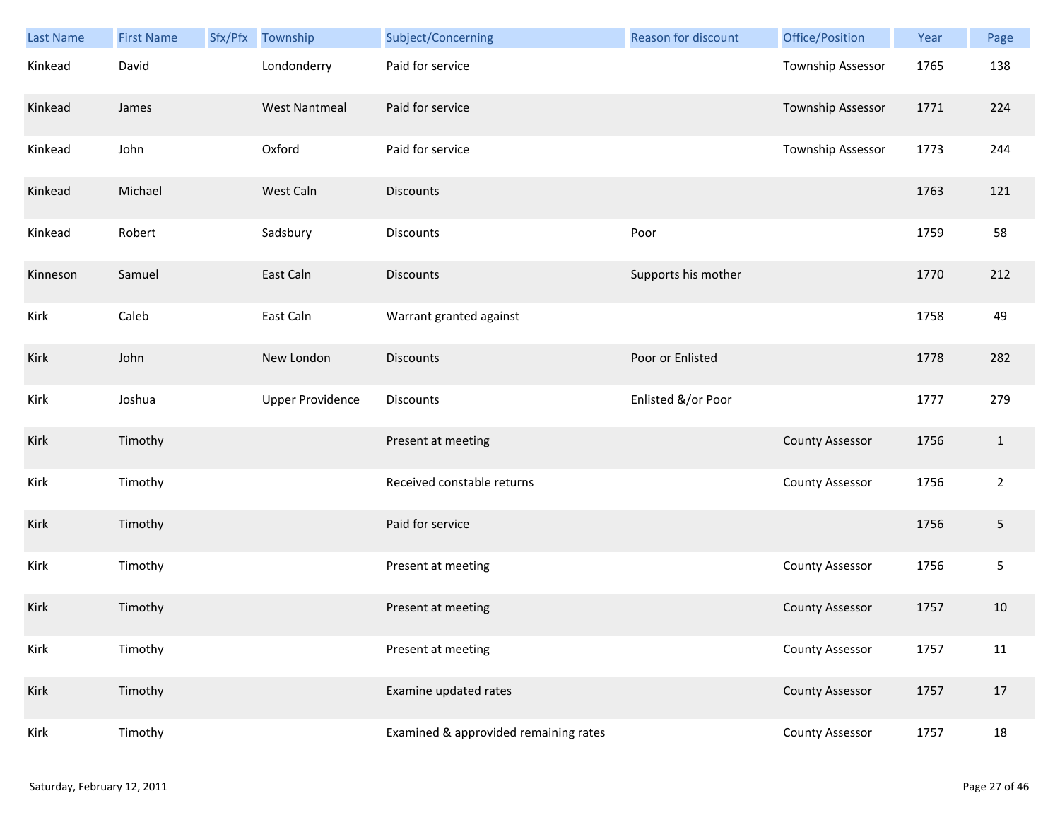| Last Name | First Name | Sfx/Pfx | Township | Subject/Concerning | Reason for discount | Office/Position | Year | Page |
|---|---|---|---|---|---|---|---|---|
| Kinkead | David | | Londonderry | Paid for service | | Township Assessor | 1765 | 138 |
| Kinkead | James | | West Nantmeal | Paid for service | | Township Assessor | 1771 | 224 |
| Kinkead | John | | Oxford | Paid for service | | Township Assessor | 1773 | 244 |
| Kinkead | Michael | | West Caln | Discounts | | | 1763 | 121 |
| Kinkead | Robert | | Sadsbury | Discounts | Poor | | 1759 | 58 |
| Kinneson | Samuel | | East Caln | Discounts | Supports his mother | | 1770 | 212 |
| Kirk | Caleb | | East Caln | Warrant granted against | | | 1758 | 49 |
| Kirk | John | | New London | Discounts | Poor or Enlisted | | 1778 | 282 |
| Kirk | Joshua | | Upper Providence | Discounts | Enlisted &/or Poor | | 1777 | 279 |
| Kirk | Timothy | | | Present at meeting | | County Assessor | 1756 | 1 |
| Kirk | Timothy | | | Received constable returns | | County Assessor | 1756 | 2 |
| Kirk | Timothy | | | Paid for service | | | 1756 | 5 |
| Kirk | Timothy | | | Present at meeting | | County Assessor | 1756 | 5 |
| Kirk | Timothy | | | Present at meeting | | County Assessor | 1757 | 10 |
| Kirk | Timothy | | | Present at meeting | | County Assessor | 1757 | 11 |
| Kirk | Timothy | | | Examine updated rates | | County Assessor | 1757 | 17 |
| Kirk | Timothy | | | Examined & approvided remaining rates | | County Assessor | 1757 | 18 |

Saturday, February 12, 2011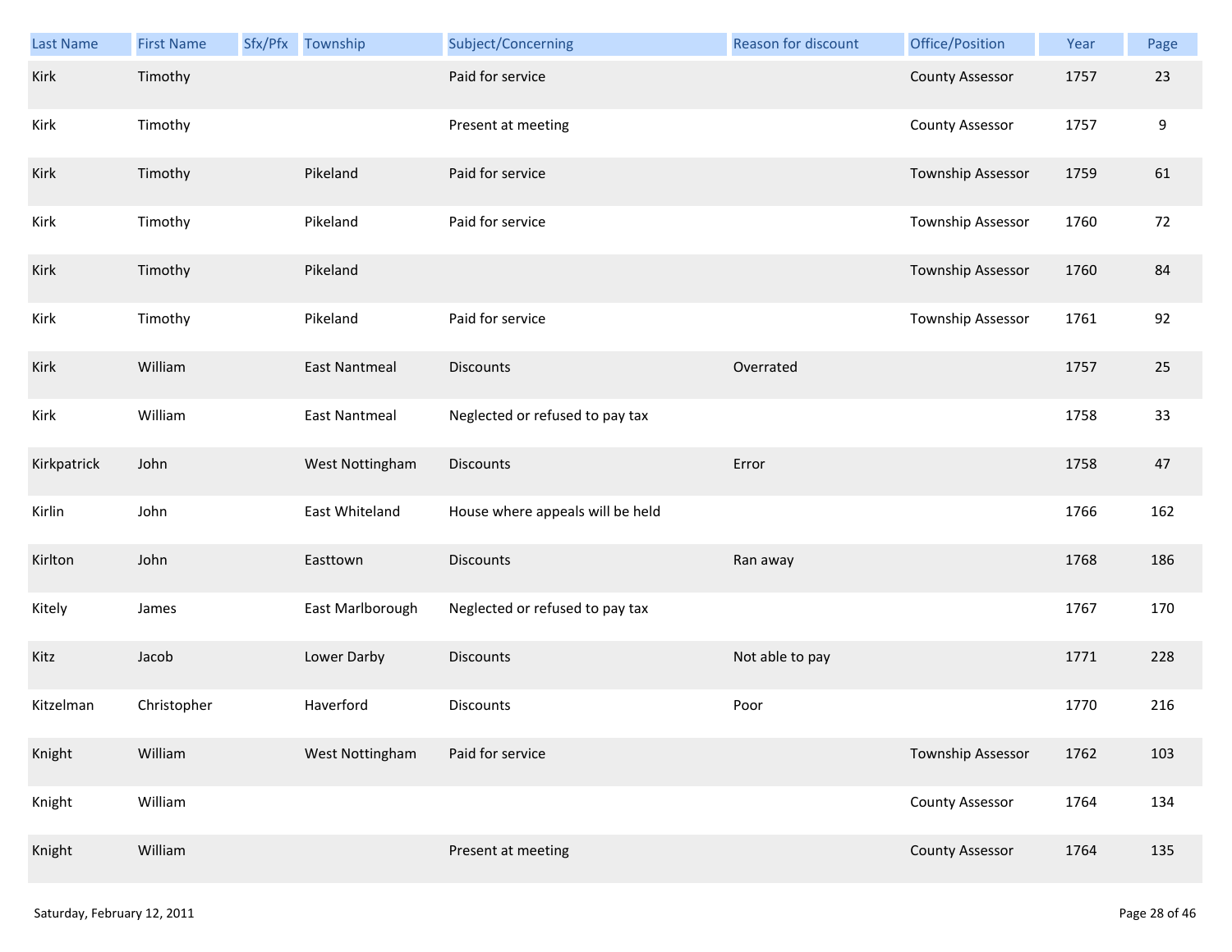| Last Name | First Name | Sfx/Pfx | Township | Subject/Concerning | Reason for discount | Office/Position | Year | Page |
|---|---|---|---|---|---|---|---|---|
| Kirk | Timothy | | | Paid for service | | County Assessor | 1757 | 23 |
| Kirk | Timothy | | | Present at meeting | | County Assessor | 1757 | 9 |
| Kirk | Timothy | | Pikeland | Paid for service | | Township Assessor | 1759 | 61 |
| Kirk | Timothy | | Pikeland | Paid for service | | Township Assessor | 1760 | 72 |
| Kirk | Timothy | | Pikeland | | | Township Assessor | 1760 | 84 |
| Kirk | Timothy | | Pikeland | Paid for service | | Township Assessor | 1761 | 92 |
| Kirk | William | | East Nantmeal | Discounts | Overrated | | 1757 | 25 |
| Kirk | William | | East Nantmeal | Neglected or refused to pay tax | | | 1758 | 33 |
| Kirkpatrick | John | | West Nottingham | Discounts | Error | | 1758 | 47 |
| Kirlin | John | | East Whiteland | House where appeals will be held | | | 1766 | 162 |
| Kirlton | John | | Easttown | Discounts | Ran away | | 1768 | 186 |
| Kitely | James | | East Marlborough | Neglected or refused to pay tax | | | 1767 | 170 |
| Kitz | Jacob | | Lower Darby | Discounts | Not able to pay | | 1771 | 228 |
| Kitzelman | Christopher | | Haverford | Discounts | Poor | | 1770 | 216 |
| Knight | William | | West Nottingham | Paid for service | | Township Assessor | 1762 | 103 |
| Knight | William | | | | | County Assessor | 1764 | 134 |
| Knight | William | | | Present at meeting | | County Assessor | 1764 | 135 |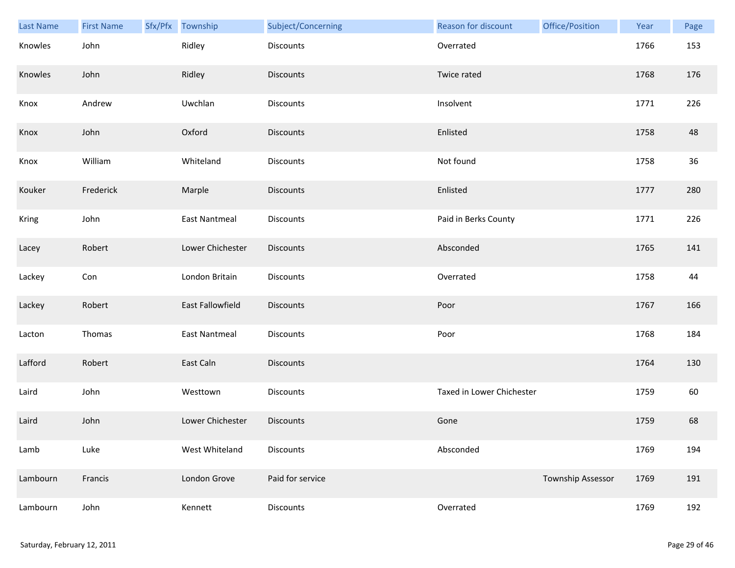| Last Name | First Name | Sfx/Pfx | Township | Subject/Concerning | Reason for discount | Office/Position | Year | Page |
|---|---|---|---|---|---|---|---|---|
| Knowles | John | | Ridley | Discounts | Overrated | | 1766 | 153 |
| Knowles | John | | Ridley | Discounts | Twice rated | | 1768 | 176 |
| Knox | Andrew | | Uwchlan | Discounts | Insolvent | | 1771 | 226 |
| Knox | John | | Oxford | Discounts | Enlisted | | 1758 | 48 |
| Knox | William | | Whiteland | Discounts | Not found | | 1758 | 36 |
| Kouker | Frederick | | Marple | Discounts | Enlisted | | 1777 | 280 |
| Kring | John | | East Nantmeal | Discounts | Paid in Berks County | | 1771 | 226 |
| Lacey | Robert | | Lower Chichester | Discounts | Absconded | | 1765 | 141 |
| Lackey | Con | | London Britain | Discounts | Overrated | | 1758 | 44 |
| Lackey | Robert | | East Fallowfield | Discounts | Poor | | 1767 | 166 |
| Lacton | Thomas | | East Nantmeal | Discounts | Poor | | 1768 | 184 |
| Lafford | Robert | | East Caln | Discounts | | | 1764 | 130 |
| Laird | John | | Westtown | Discounts | Taxed in Lower Chichester | | 1759 | 60 |
| Laird | John | | Lower Chichester | Discounts | Gone | | 1759 | 68 |
| Lamb | Luke | | West Whiteland | Discounts | Absconded | | 1769 | 194 |
| Lambourn | Francis | | London Grove | Paid for service | | Township Assessor | 1769 | 191 |
| Lambourn | John | | Kennett | Discounts | Overrated | | 1769 | 192 |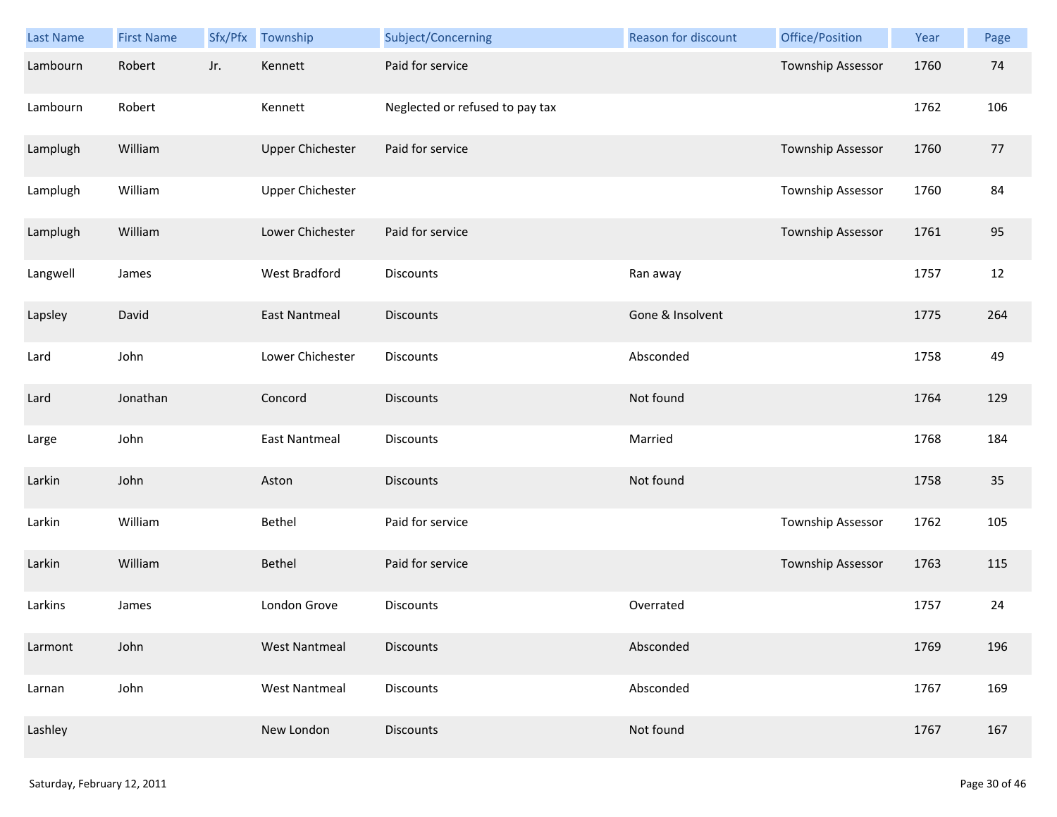| Last Name | First Name | Sfx/Pfx | Township | Subject/Concerning | Reason for discount | Office/Position | Year | Page |
|---|---|---|---|---|---|---|---|---|
| Lambourn | Robert | Jr. | Kennett | Paid for service | | Township Assessor | 1760 | 74 |
| Lambourn | Robert | | Kennett | Neglected or refused to pay tax | | | 1762 | 106 |
| Lamplugh | William | | Upper Chichester | Paid for service | | Township Assessor | 1760 | 77 |
| Lamplugh | William | | Upper Chichester | | | Township Assessor | 1760 | 84 |
| Lamplugh | William | | Lower Chichester | Paid for service | | Township Assessor | 1761 | 95 |
| Langwell | James | | West Bradford | Discounts | Ran away | | 1757 | 12 |
| Lapsley | David | | East Nantmeal | Discounts | Gone & Insolvent | | 1775 | 264 |
| Lard | John | | Lower Chichester | Discounts | Absconded | | 1758 | 49 |
| Lard | Jonathan | | Concord | Discounts | Not found | | 1764 | 129 |
| Large | John | | East Nantmeal | Discounts | Married | | 1768 | 184 |
| Larkin | John | | Aston | Discounts | Not found | | 1758 | 35 |
| Larkin | William | | Bethel | Paid for service | | Township Assessor | 1762 | 105 |
| Larkin | William | | Bethel | Paid for service | | Township Assessor | 1763 | 115 |
| Larkins | James | | London Grove | Discounts | Overrated | | 1757 | 24 |
| Larmont | John | | West Nantmeal | Discounts | Absconded | | 1769 | 196 |
| Larnan | John | | West Nantmeal | Discounts | Absconded | | 1767 | 169 |
| Lashley | | | New London | Discounts | Not found | | 1767 | 167 |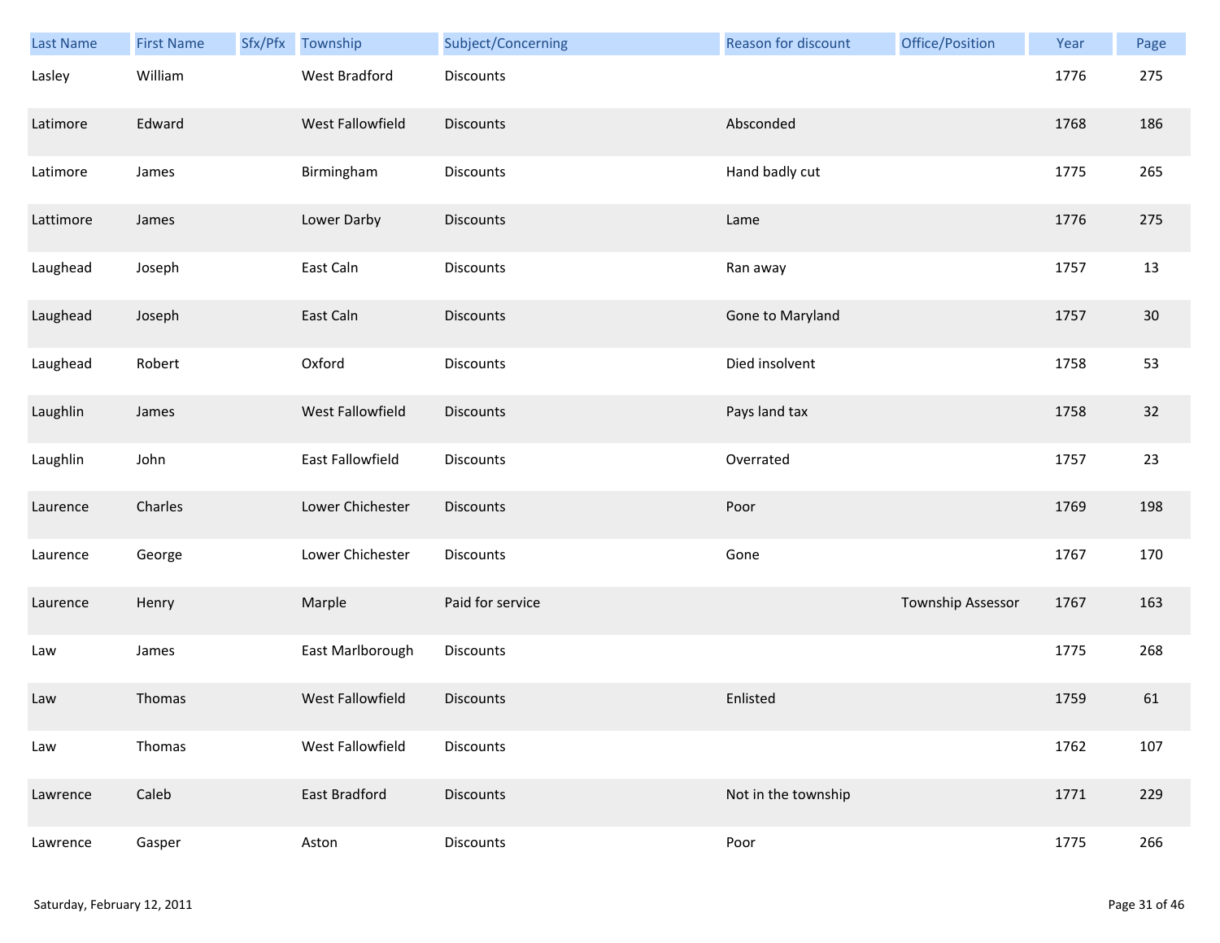| Last Name | First Name | Sfx/Pfx | Township | Subject/Concerning | Reason for discount | Office/Position | Year | Page |
|---|---|---|---|---|---|---|---|---|
| Lasley | William | | West Bradford | Discounts | | | 1776 | 275 |
| Latimore | Edward | | West Fallowfield | Discounts | Absconded | | 1768 | 186 |
| Latimore | James | | Birmingham | Discounts | Hand badly cut | | 1775 | 265 |
| Lattimore | James | | Lower Darby | Discounts | Lame | | 1776 | 275 |
| Laughead | Joseph | | East Caln | Discounts | Ran away | | 1757 | 13 |
| Laughead | Joseph | | East Caln | Discounts | Gone to Maryland | | 1757 | 30 |
| Laughead | Robert | | Oxford | Discounts | Died insolvent | | 1758 | 53 |
| Laughlin | James | | West Fallowfield | Discounts | Pays land tax | | 1758 | 32 |
| Laughlin | John | | East Fallowfield | Discounts | Overrated | | 1757 | 23 |
| Laurence | Charles | | Lower Chichester | Discounts | Poor | | 1769 | 198 |
| Laurence | George | | Lower Chichester | Discounts | Gone | | 1767 | 170 |
| Laurence | Henry | | Marple | Paid for service | | Township Assessor | 1767 | 163 |
| Law | James | | East Marlborough | Discounts | | | 1775 | 268 |
| Law | Thomas | | West Fallowfield | Discounts | Enlisted | | 1759 | 61 |
| Law | Thomas | | West Fallowfield | Discounts | | | 1762 | 107 |
| Lawrence | Caleb | | East Bradford | Discounts | Not in the township | | 1771 | 229 |
| Lawrence | Gasper | | Aston | Discounts | Poor | | 1775 | 266 |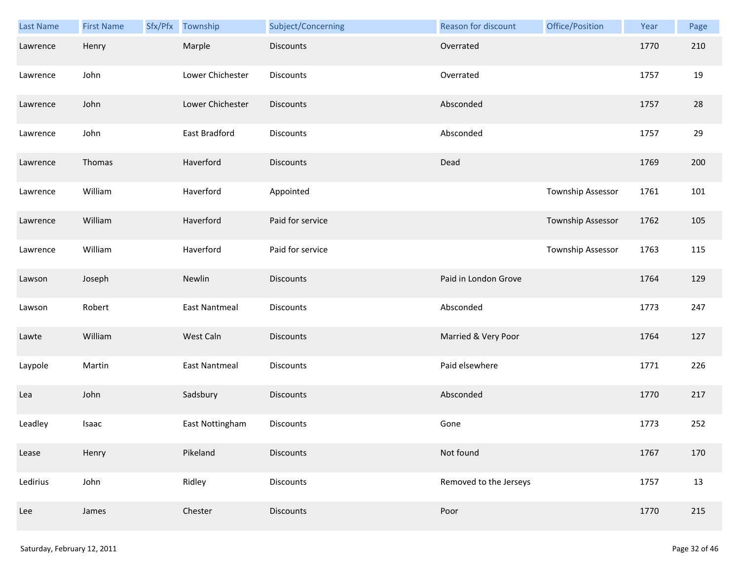| Last Name | First Name | Sfx/Pfx | Township | Subject/Concerning | Reason for discount | Office/Position | Year | Page |
|---|---|---|---|---|---|---|---|---|
| Lawrence | Henry | | Marple | Discounts | Overrated | | 1770 | 210 |
| Lawrence | John | | Lower Chichester | Discounts | Overrated | | 1757 | 19 |
| Lawrence | John | | Lower Chichester | Discounts | Absconded | | 1757 | 28 |
| Lawrence | John | | East Bradford | Discounts | Absconded | | 1757 | 29 |
| Lawrence | Thomas | | Haverford | Discounts | Dead | | 1769 | 200 |
| Lawrence | William | | Haverford | Appointed | | Township Assessor | 1761 | 101 |
| Lawrence | William | | Haverford | Paid for service | | Township Assessor | 1762 | 105 |
| Lawrence | William | | Haverford | Paid for service | | Township Assessor | 1763 | 115 |
| Lawson | Joseph | | Newlin | Discounts | Paid in London Grove | | 1764 | 129 |
| Lawson | Robert | | East Nantmeal | Discounts | Absconded | | 1773 | 247 |
| Lawte | William | | West Caln | Discounts | Married & Very Poor | | 1764 | 127 |
| Laypole | Martin | | East Nantmeal | Discounts | Paid elsewhere | | 1771 | 226 |
| Lea | John | | Sadsbury | Discounts | Absconded | | 1770 | 217 |
| Leadley | Isaac | | East Nottingham | Discounts | Gone | | 1773 | 252 |
| Lease | Henry | | Pikeland | Discounts | Not found | | 1767 | 170 |
| Ledirius | John | | Ridley | Discounts | Removed to the Jerseys | | 1757 | 13 |
| Lee | James | | Chester | Discounts | Poor | | 1770 | 215 |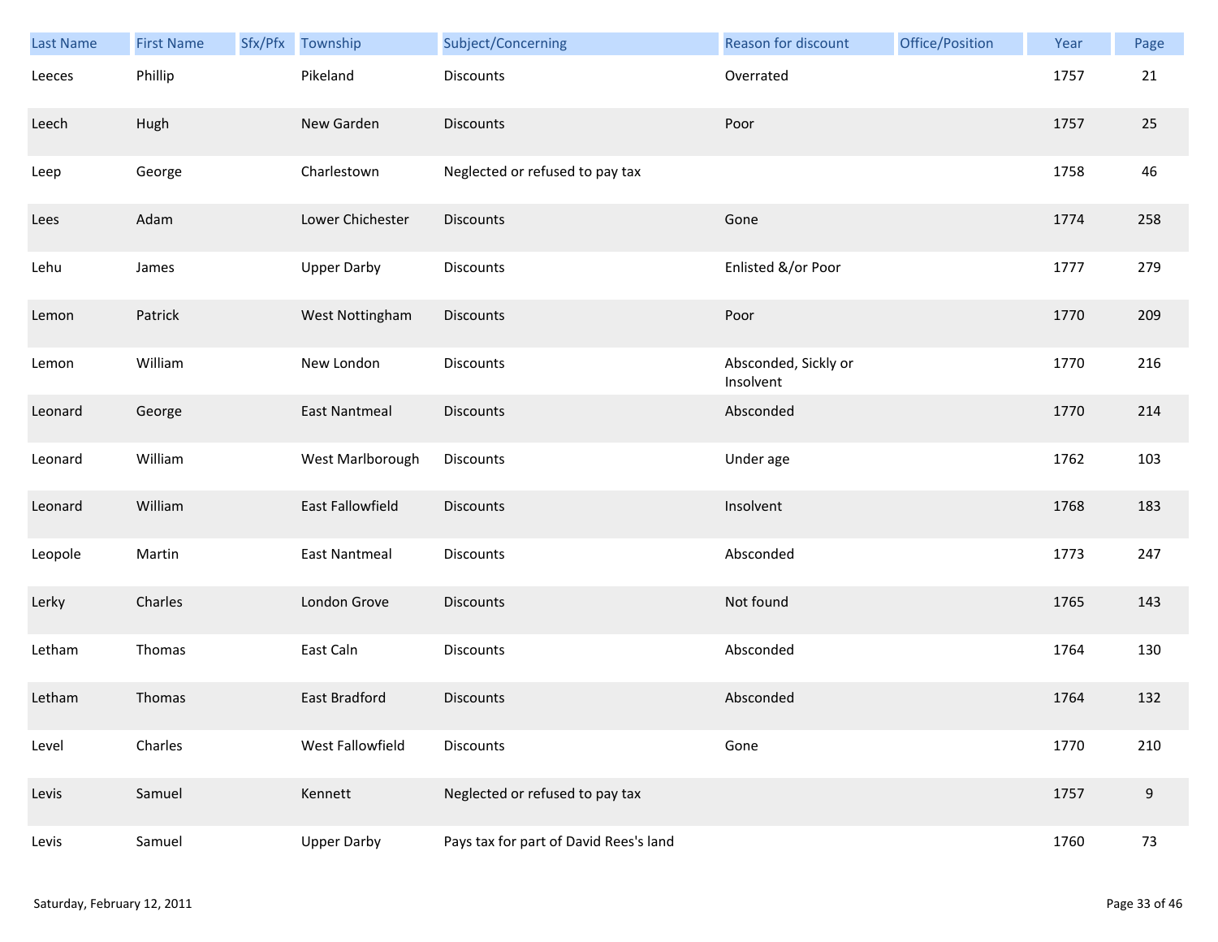| Last Name | First Name | Sfx/Pfx | Township | Subject/Concerning | Reason for discount | Office/Position | Year | Page |
|---|---|---|---|---|---|---|---|---|
| Leeces | Phillip | | Pikeland | Discounts | Overrated | | 1757 | 21 |
| Leech | Hugh | | New Garden | Discounts | Poor | | 1757 | 25 |
| Leep | George | | Charlestown | Neglected or refused to pay tax | | | 1758 | 46 |
| Lees | Adam | | Lower Chichester | Discounts | Gone | | 1774 | 258 |
| Lehu | James | | Upper Darby | Discounts | Enlisted &/or Poor | | 1777 | 279 |
| Lemon | Patrick | | West Nottingham | Discounts | Poor | | 1770 | 209 |
| Lemon | William | | New London | Discounts | Absconded, Sickly or Insolvent | | 1770 | 216 |
| Leonard | George | | East Nantmeal | Discounts | Absconded | | 1770 | 214 |
| Leonard | William | | West Marlborough | Discounts | Under age | | 1762 | 103 |
| Leonard | William | | East Fallowfield | Discounts | Insolvent | | 1768 | 183 |
| Leopole | Martin | | East Nantmeal | Discounts | Absconded | | 1773 | 247 |
| Lerky | Charles | | London Grove | Discounts | Not found | | 1765 | 143 |
| Letham | Thomas | | East Caln | Discounts | Absconded | | 1764 | 130 |
| Letham | Thomas | | East Bradford | Discounts | Absconded | | 1764 | 132 |
| Level | Charles | | West Fallowfield | Discounts | Gone | | 1770 | 210 |
| Levis | Samuel | | Kennett | Neglected or refused to pay tax | | | 1757 | 9 |
| Levis | Samuel | | Upper Darby | Pays tax for part of David Rees's land | | | 1760 | 73 |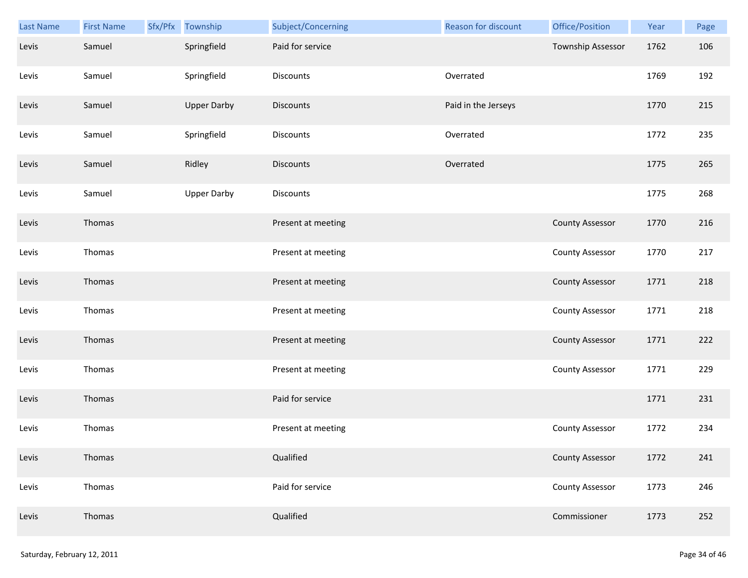| Last Name | First Name | Sfx/Pfx | Township | Subject/Concerning | Reason for discount | Office/Position | Year | Page |
|---|---|---|---|---|---|---|---|---|
| Levis | Samuel | | Springfield | Paid for service | | Township Assessor | 1762 | 106 |
| Levis | Samuel | | Springfield | Discounts | Overrated | | 1769 | 192 |
| Levis | Samuel | | Upper Darby | Discounts | Paid in the Jerseys | | 1770 | 215 |
| Levis | Samuel | | Springfield | Discounts | Overrated | | 1772 | 235 |
| Levis | Samuel | | Ridley | Discounts | Overrated | | 1775 | 265 |
| Levis | Samuel | | Upper Darby | Discounts | | | 1775 | 268 |
| Levis | Thomas | | | Present at meeting | | County Assessor | 1770 | 216 |
| Levis | Thomas | | | Present at meeting | | County Assessor | 1770 | 217 |
| Levis | Thomas | | | Present at meeting | | County Assessor | 1771 | 218 |
| Levis | Thomas | | | Present at meeting | | County Assessor | 1771 | 218 |
| Levis | Thomas | | | Present at meeting | | County Assessor | 1771 | 222 |
| Levis | Thomas | | | Present at meeting | | County Assessor | 1771 | 229 |
| Levis | Thomas | | | Paid for service | | | 1771 | 231 |
| Levis | Thomas | | | Present at meeting | | County Assessor | 1772 | 234 |
| Levis | Thomas | | | Qualified | | County Assessor | 1772 | 241 |
| Levis | Thomas | | | Paid for service | | County Assessor | 1773 | 246 |
| Levis | Thomas | | | Qualified | | Commissioner | 1773 | 252 |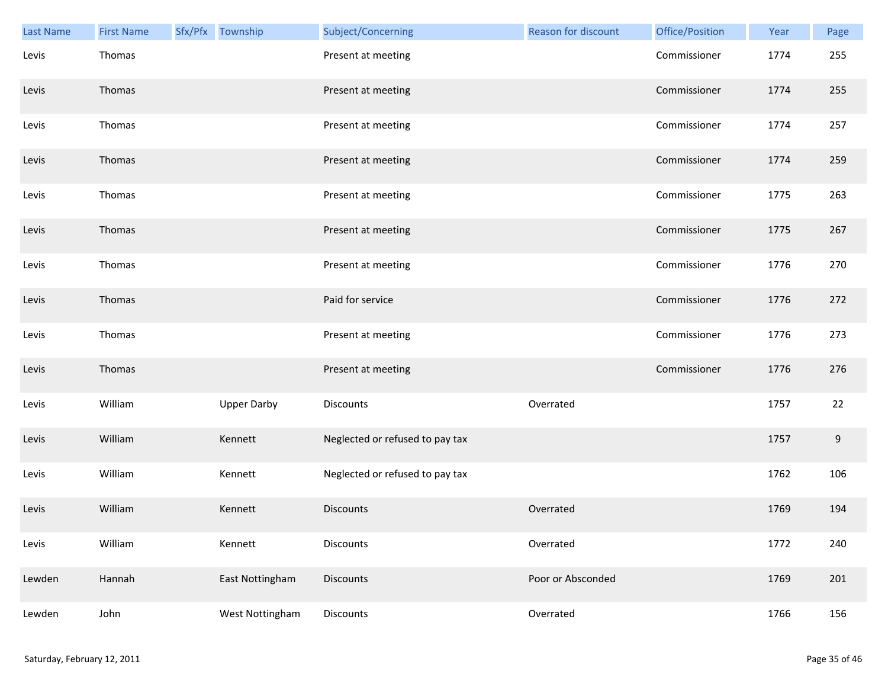| Last Name | First Name | Sfx/Pfx | Township | Subject/Concerning | Reason for discount | Office/Position | Year | Page |
|---|---|---|---|---|---|---|---|---|
| Levis | Thomas | | | Present at meeting | | Commissioner | 1774 | 255 |
| Levis | Thomas | | | Present at meeting | | Commissioner | 1774 | 255 |
| Levis | Thomas | | | Present at meeting | | Commissioner | 1774 | 257 |
| Levis | Thomas | | | Present at meeting | | Commissioner | 1774 | 259 |
| Levis | Thomas | | | Present at meeting | | Commissioner | 1775 | 263 |
| Levis | Thomas | | | Present at meeting | | Commissioner | 1775 | 267 |
| Levis | Thomas | | | Present at meeting | | Commissioner | 1776 | 270 |
| Levis | Thomas | | | Paid for service | | Commissioner | 1776 | 272 |
| Levis | Thomas | | | Present at meeting | | Commissioner | 1776 | 273 |
| Levis | Thomas | | | Present at meeting | | Commissioner | 1776 | 276 |
| Levis | William | | Upper Darby | Discounts | Overrated | | 1757 | 22 |
| Levis | William | | Kennett | Neglected or refused to pay tax | | | 1757 | 9 |
| Levis | William | | Kennett | Neglected or refused to pay tax | | | 1762 | 106 |
| Levis | William | | Kennett | Discounts | Overrated | | 1769 | 194 |
| Levis | William | | Kennett | Discounts | Overrated | | 1772 | 240 |
| Lewden | Hannah | | East Nottingham | Discounts | Poor or Absconded | | 1769 | 201 |
| Lewden | John | | West Nottingham | Discounts | Overrated | | 1766 | 156 |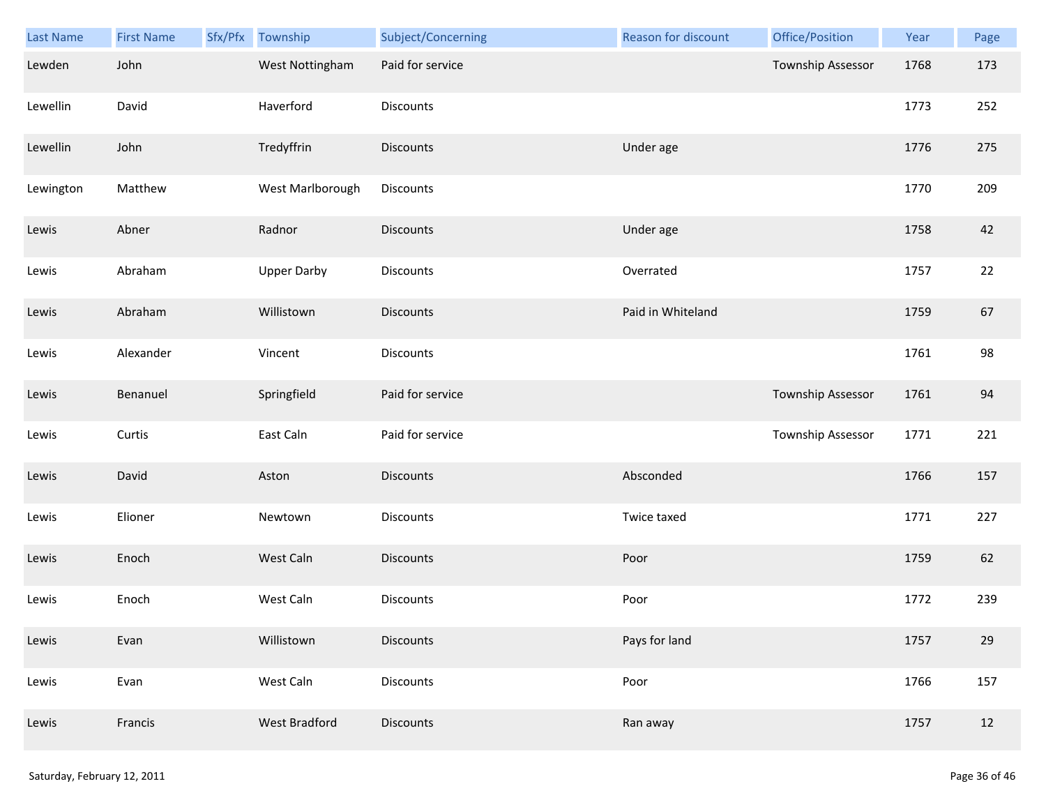| Last Name | First Name | Sfx/Pfx | Township | Subject/Concerning | Reason for discount | Office/Position | Year | Page |
|---|---|---|---|---|---|---|---|---|
| Lewden | John | | West Nottingham | Paid for service | | Township Assessor | 1768 | 173 |
| Lewellin | David | | Haverford | Discounts | | | 1773 | 252 |
| Lewellin | John | | Tredyffrin | Discounts | Under age | | 1776 | 275 |
| Lewington | Matthew | | West Marlborough | Discounts | | | 1770 | 209 |
| Lewis | Abner | | Radnor | Discounts | Under age | | 1758 | 42 |
| Lewis | Abraham | | Upper Darby | Discounts | Overrated | | 1757 | 22 |
| Lewis | Abraham | | Willistown | Discounts | Paid in Whiteland | | 1759 | 67 |
| Lewis | Alexander | | Vincent | Discounts | | | 1761 | 98 |
| Lewis | Benanuel | | Springfield | Paid for service | | Township Assessor | 1761 | 94 |
| Lewis | Curtis | | East Caln | Paid for service | | Township Assessor | 1771 | 221 |
| Lewis | David | | Aston | Discounts | Absconded | | 1766 | 157 |
| Lewis | Elioner | | Newtown | Discounts | Twice taxed | | 1771 | 227 |
| Lewis | Enoch | | West Caln | Discounts | Poor | | 1759 | 62 |
| Lewis | Enoch | | West Caln | Discounts | Poor | | 1772 | 239 |
| Lewis | Evan | | Willistown | Discounts | Pays for land | | 1757 | 29 |
| Lewis | Evan | | West Caln | Discounts | Poor | | 1766 | 157 |
| Lewis | Francis | | West Bradford | Discounts | Ran away | | 1757 | 12 |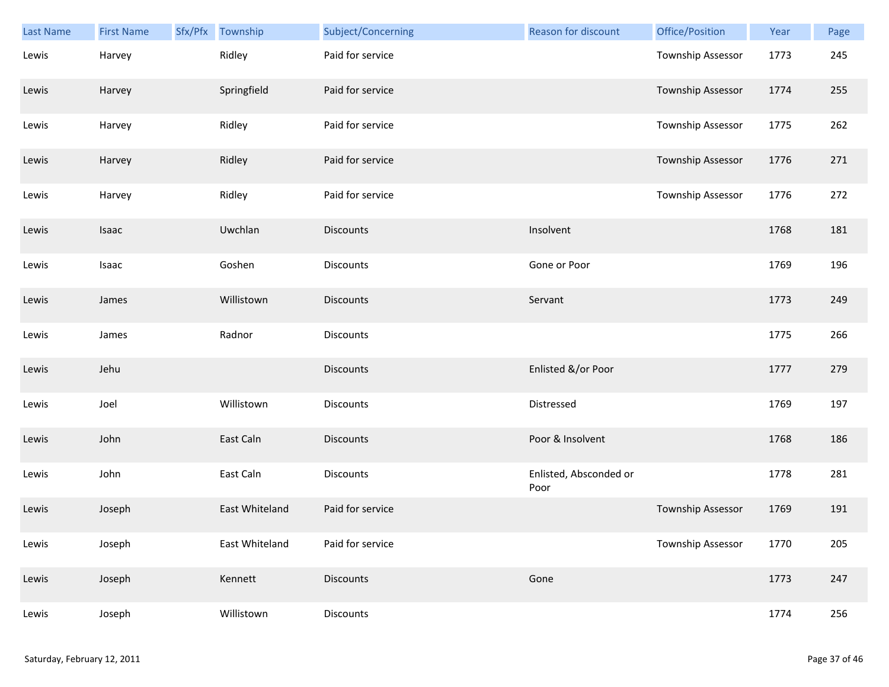| Last Name | First Name | Sfx/Pfx | Township | Subject/Concerning | Reason for discount | Office/Position | Year | Page |
|---|---|---|---|---|---|---|---|---|
| Lewis | Harvey | | Ridley | Paid for service | | Township Assessor | 1773 | 245 |
| Lewis | Harvey | | Springfield | Paid for service | | Township Assessor | 1774 | 255 |
| Lewis | Harvey | | Ridley | Paid for service | | Township Assessor | 1775 | 262 |
| Lewis | Harvey | | Ridley | Paid for service | | Township Assessor | 1776 | 271 |
| Lewis | Harvey | | Ridley | Paid for service | | Township Assessor | 1776 | 272 |
| Lewis | Isaac | | Uwchlan | Discounts | Insolvent | | 1768 | 181 |
| Lewis | Isaac | | Goshen | Discounts | Gone or Poor | | 1769 | 196 |
| Lewis | James | | Willistown | Discounts | Servant | | 1773 | 249 |
| Lewis | James | | Radnor | Discounts | | | 1775 | 266 |
| Lewis | Jehu | | | Discounts | Enlisted &/or Poor | | 1777 | 279 |
| Lewis | Joel | | Willistown | Discounts | Distressed | | 1769 | 197 |
| Lewis | John | | East Caln | Discounts | Poor & Insolvent | | 1768 | 186 |
| Lewis | John | | East Caln | Discounts | Enlisted, Absconded or Poor | | 1778 | 281 |
| Lewis | Joseph | | East Whiteland | Paid for service | | Township Assessor | 1769 | 191 |
| Lewis | Joseph | | East Whiteland | Paid for service | | Township Assessor | 1770 | 205 |
| Lewis | Joseph | | Kennett | Discounts | Gone | | 1773 | 247 |
| Lewis | Joseph | | Willistown | Discounts | | | 1774 | 256 |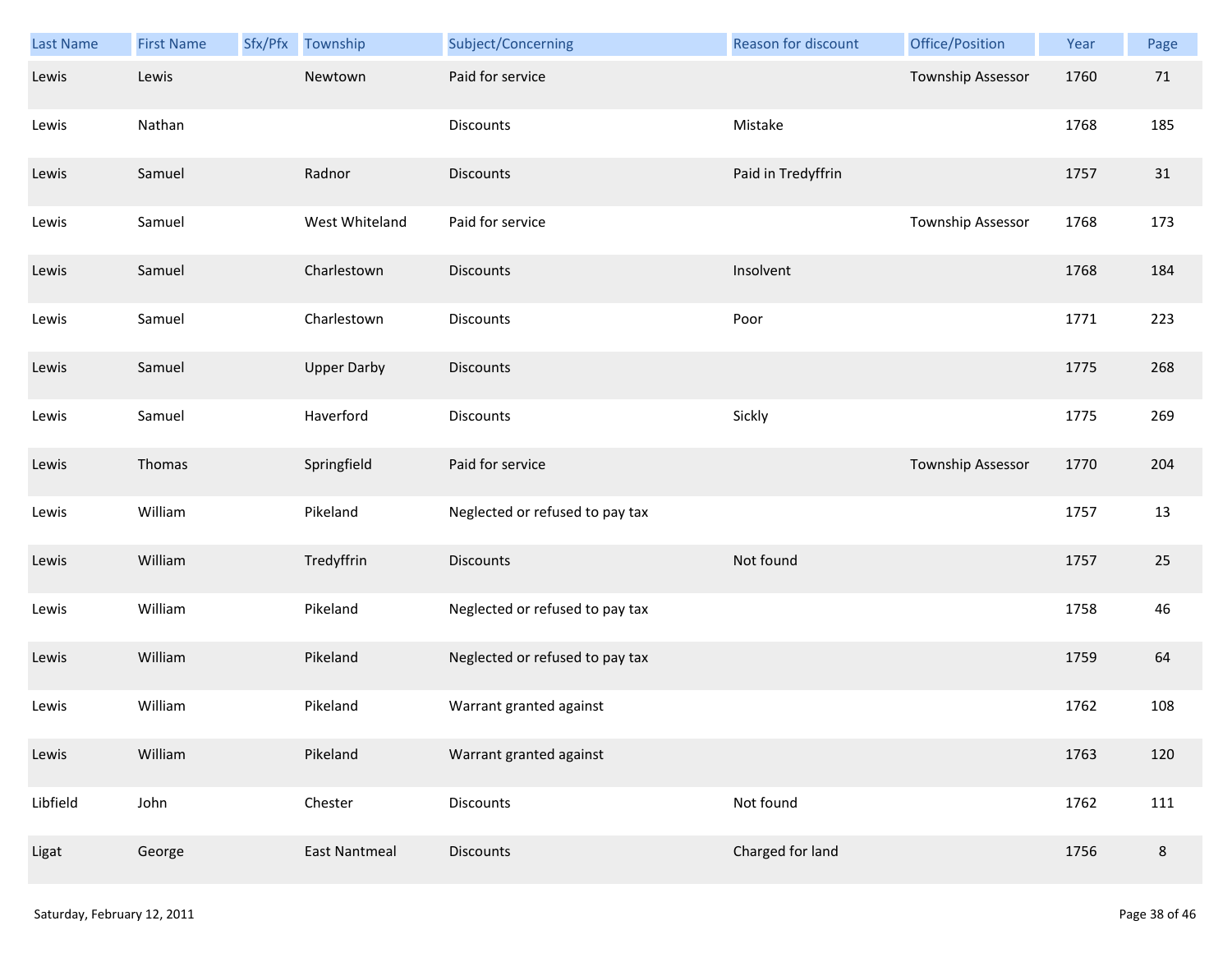| Last Name | First Name | Sfx/Pfx | Township | Subject/Concerning | Reason for discount | Office/Position | Year | Page |
|---|---|---|---|---|---|---|---|---|
| Lewis | Lewis | | Newtown | Paid for service | | Township Assessor | 1760 | 71 |
| Lewis | Nathan | | | Discounts | Mistake | | 1768 | 185 |
| Lewis | Samuel | | Radnor | Discounts | Paid in Tredyffrin | | 1757 | 31 |
| Lewis | Samuel | | West Whiteland | Paid for service | | Township Assessor | 1768 | 173 |
| Lewis | Samuel | | Charlestown | Discounts | Insolvent | | 1768 | 184 |
| Lewis | Samuel | | Charlestown | Discounts | Poor | | 1771 | 223 |
| Lewis | Samuel | | Upper Darby | Discounts | | | 1775 | 268 |
| Lewis | Samuel | | Haverford | Discounts | Sickly | | 1775 | 269 |
| Lewis | Thomas | | Springfield | Paid for service | | Township Assessor | 1770 | 204 |
| Lewis | William | | Pikeland | Neglected or refused to pay tax | | | 1757 | 13 |
| Lewis | William | | Tredyffrin | Discounts | Not found | | 1757 | 25 |
| Lewis | William | | Pikeland | Neglected or refused to pay tax | | | 1758 | 46 |
| Lewis | William | | Pikeland | Neglected or refused to pay tax | | | 1759 | 64 |
| Lewis | William | | Pikeland | Warrant granted against | | | 1762 | 108 |
| Lewis | William | | Pikeland | Warrant granted against | | | 1763 | 120 |
| Libfield | John | | Chester | Discounts | Not found | | 1762 | 111 |
| Ligat | George | | East Nantmeal | Discounts | Charged for land | | 1756 | 8 |

Saturday, February 12, 2011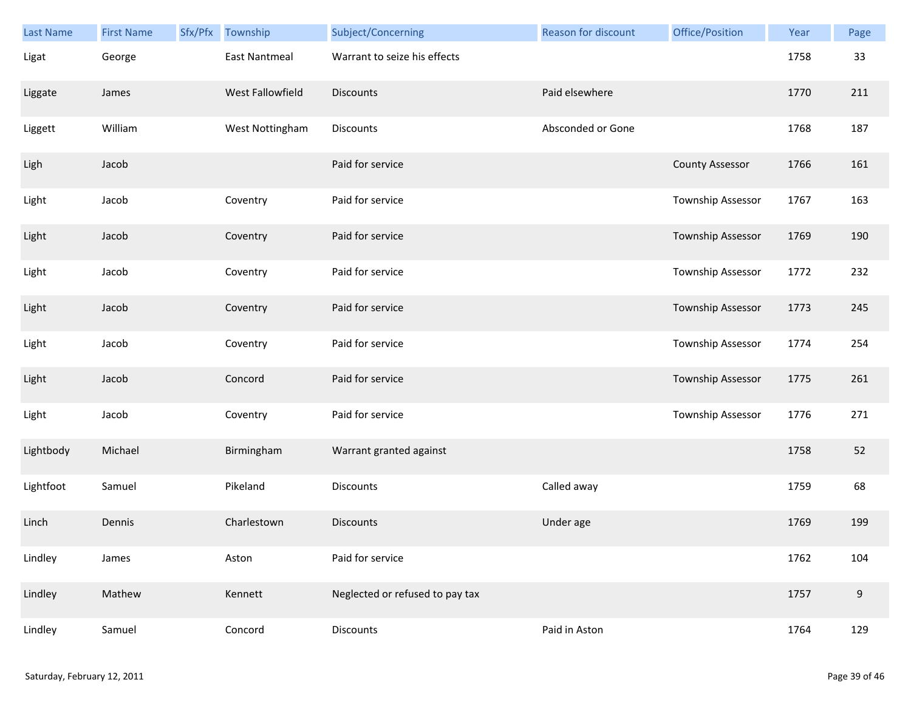| Last Name | First Name | Sfx/Pfx | Township | Subject/Concerning | Reason for discount | Office/Position | Year | Page |
|---|---|---|---|---|---|---|---|---|
| Ligat | George | | East Nantmeal | Warrant to seize his effects | | | 1758 | 33 |
| Liggate | James | | West Fallowfield | Discounts | Paid elsewhere | | 1770 | 211 |
| Liggett | William | | West Nottingham | Discounts | Absconded or Gone | | 1768 | 187 |
| Ligh | Jacob | | | Paid for service | | County Assessor | 1766 | 161 |
| Light | Jacob | | Coventry | Paid for service | | Township Assessor | 1767 | 163 |
| Light | Jacob | | Coventry | Paid for service | | Township Assessor | 1769 | 190 |
| Light | Jacob | | Coventry | Paid for service | | Township Assessor | 1772 | 232 |
| Light | Jacob | | Coventry | Paid for service | | Township Assessor | 1773 | 245 |
| Light | Jacob | | Coventry | Paid for service | | Township Assessor | 1774 | 254 |
| Light | Jacob | | Concord | Paid for service | | Township Assessor | 1775 | 261 |
| Light | Jacob | | Coventry | Paid for service | | Township Assessor | 1776 | 271 |
| Lightbody | Michael | | Birmingham | Warrant granted against | | | 1758 | 52 |
| Lightfoot | Samuel | | Pikeland | Discounts | Called away | | 1759 | 68 |
| Linch | Dennis | | Charlestown | Discounts | Under age | | 1769 | 199 |
| Lindley | James | | Aston | Paid for service | | | 1762 | 104 |
| Lindley | Mathew | | Kennett | Neglected or refused to pay tax | | | 1757 | 9 |
| Lindley | Samuel | | Concord | Discounts | Paid in Aston | | 1764 | 129 |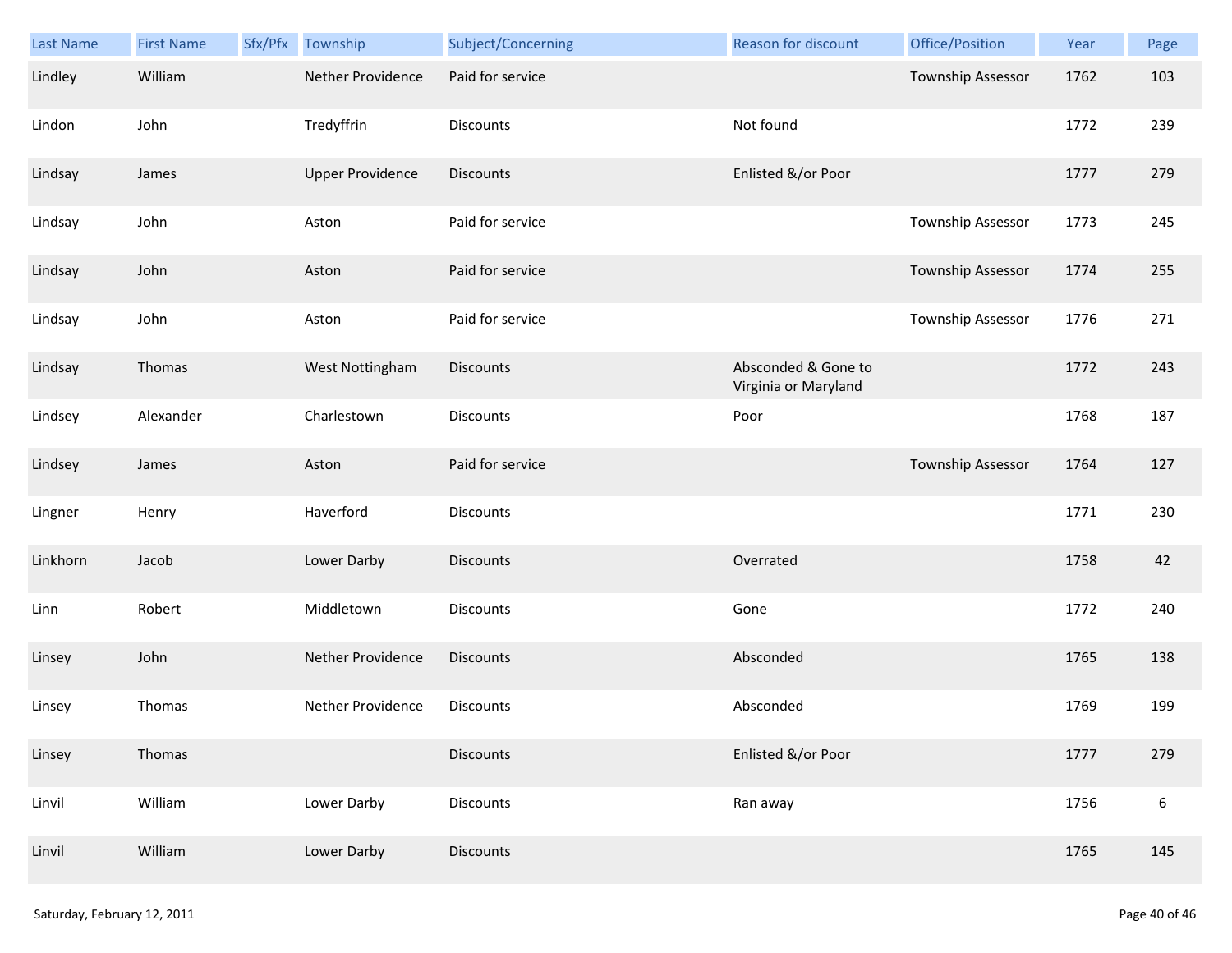| Last Name | First Name | Sfx/Pfx | Township | Subject/Concerning | Reason for discount | Office/Position | Year | Page |
|---|---|---|---|---|---|---|---|---|
| Lindley | William | | Nether Providence | Paid for service | | Township Assessor | 1762 | 103 |
| Lindon | John | | Tredyffrin | Discounts | Not found | | 1772 | 239 |
| Lindsay | James | | Upper Providence | Discounts | Enlisted &/or Poor | | 1777 | 279 |
| Lindsay | John | | Aston | Paid for service | | Township Assessor | 1773 | 245 |
| Lindsay | John | | Aston | Paid for service | | Township Assessor | 1774 | 255 |
| Lindsay | John | | Aston | Paid for service | | Township Assessor | 1776 | 271 |
| Lindsay | Thomas | | West Nottingham | Discounts | Absconded & Gone to Virginia or Maryland | | 1772 | 243 |
| Lindsey | Alexander | | Charlestown | Discounts | Poor | | 1768 | 187 |
| Lindsey | James | | Aston | Paid for service | | Township Assessor | 1764 | 127 |
| Lingner | Henry | | Haverford | Discounts | | | 1771 | 230 |
| Linkhorn | Jacob | | Lower Darby | Discounts | Overrated | | 1758 | 42 |
| Linn | Robert | | Middletown | Discounts | Gone | | 1772 | 240 |
| Linsey | John | | Nether Providence | Discounts | Absconded | | 1765 | 138 |
| Linsey | Thomas | | Nether Providence | Discounts | Absconded | | 1769 | 199 |
| Linsey | Thomas | | | Discounts | Enlisted &/or Poor | | 1777 | 279 |
| Linvil | William | | Lower Darby | Discounts | Ran away | | 1756 | 6 |
| Linvil | William | | Lower Darby | Discounts | | | 1765 | 145 |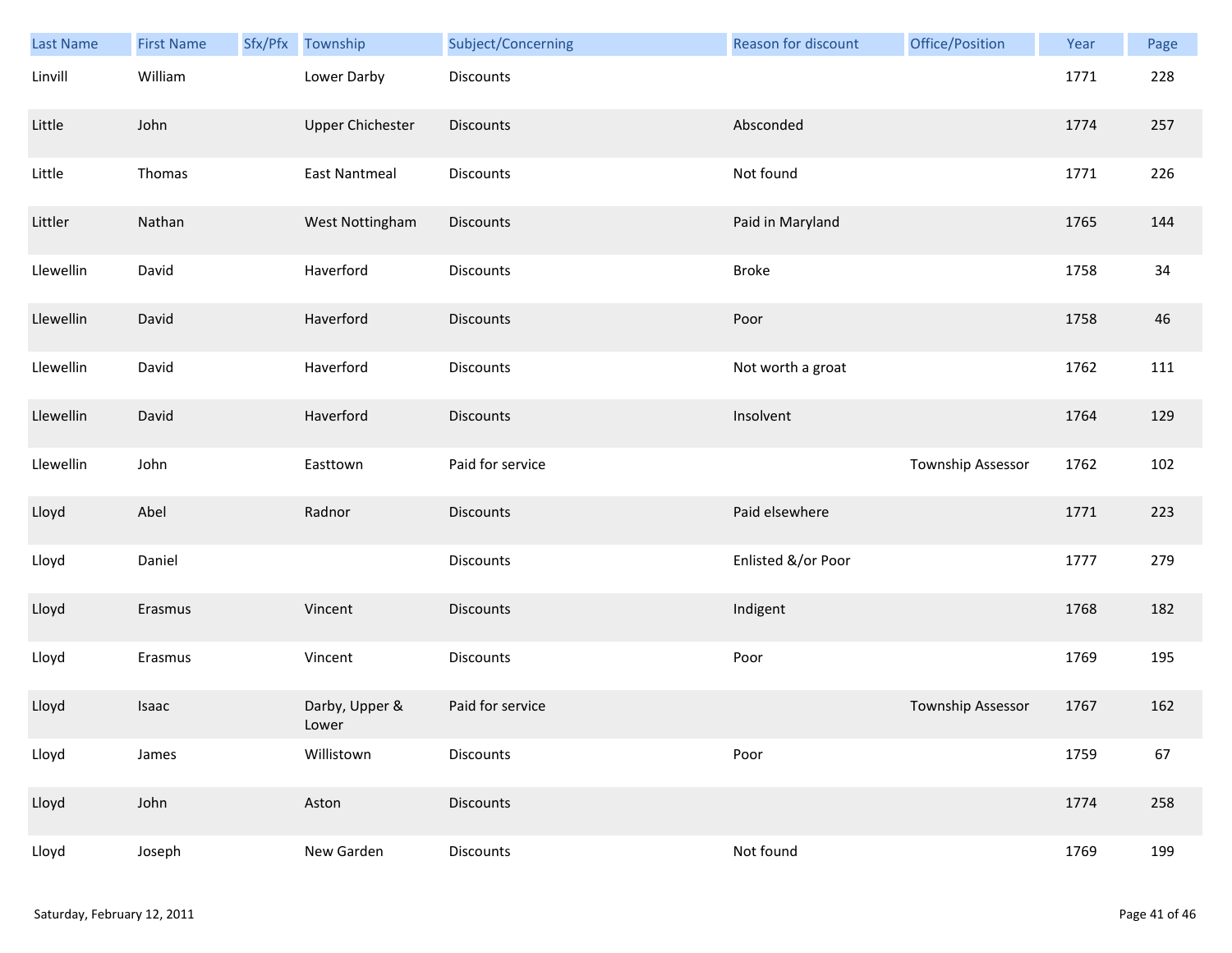| Last Name | First Name | Sfx/Pfx | Township | Subject/Concerning | Reason for discount | Office/Position | Year | Page |
|---|---|---|---|---|---|---|---|---|
| Linvill | William | | Lower Darby | Discounts | | | 1771 | 228 |
| Little | John | | Upper Chichester | Discounts | Absconded | | 1774 | 257 |
| Little | Thomas | | East Nantmeal | Discounts | Not found | | 1771 | 226 |
| Littler | Nathan | | West Nottingham | Discounts | Paid in Maryland | | 1765 | 144 |
| Llewellin | David | | Haverford | Discounts | Broke | | 1758 | 34 |
| Llewellin | David | | Haverford | Discounts | Poor | | 1758 | 46 |
| Llewellin | David | | Haverford | Discounts | Not worth a groat | | 1762 | 111 |
| Llewellin | David | | Haverford | Discounts | Insolvent | | 1764 | 129 |
| Llewellin | John | | Easttown | Paid for service | | Township Assessor | 1762 | 102 |
| Lloyd | Abel | | Radnor | Discounts | Paid elsewhere | | 1771 | 223 |
| Lloyd | Daniel | | | Discounts | Enlisted &/or Poor | | 1777 | 279 |
| Lloyd | Erasmus | | Vincent | Discounts | Indigent | | 1768 | 182 |
| Lloyd | Erasmus | | Vincent | Discounts | Poor | | 1769 | 195 |
| Lloyd | Isaac | | Darby, Upper & Lower | Paid for service | | Township Assessor | 1767 | 162 |
| Lloyd | James | | Willistown | Discounts | Poor | | 1759 | 67 |
| Lloyd | John | | Aston | Discounts | | | 1774 | 258 |
| Lloyd | Joseph | | New Garden | Discounts | Not found | | 1769 | 199 |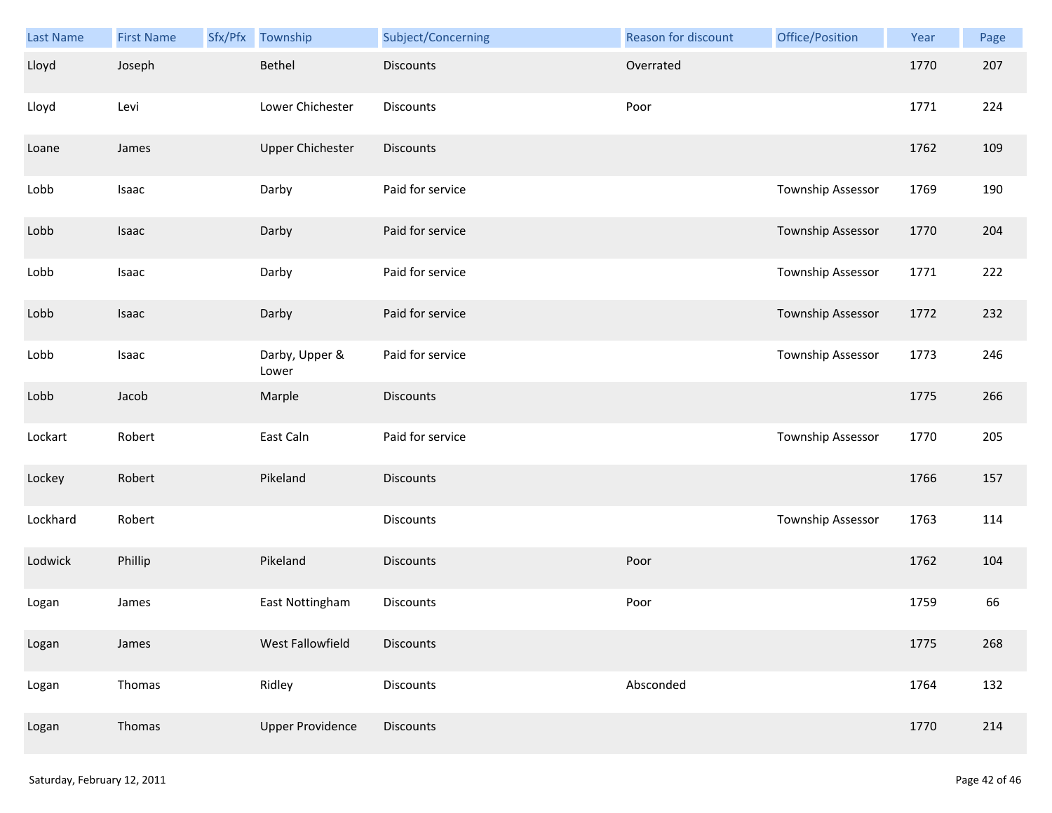| Last Name | First Name | Sfx/Pfx | Township | Subject/Concerning | Reason for discount | Office/Position | Year | Page |
|---|---|---|---|---|---|---|---|---|
| Lloyd | Joseph | | Bethel | Discounts | Overrated | | 1770 | 207 |
| Lloyd | Levi | | Lower Chichester | Discounts | Poor | | 1771 | 224 |
| Loane | James | | Upper Chichester | Discounts | | | 1762 | 109 |
| Lobb | Isaac | | Darby | Paid for service | | Township Assessor | 1769 | 190 |
| Lobb | Isaac | | Darby | Paid for service | | Township Assessor | 1770 | 204 |
| Lobb | Isaac | | Darby | Paid for service | | Township Assessor | 1771 | 222 |
| Lobb | Isaac | | Darby | Paid for service | | Township Assessor | 1772 | 232 |
| Lobb | Isaac | | Darby, Upper & Lower | Paid for service | | Township Assessor | 1773 | 246 |
| Lobb | Jacob | | Marple | Discounts | | | 1775 | 266 |
| Lockart | Robert | | East Caln | Paid for service | | Township Assessor | 1770 | 205 |
| Lockey | Robert | | Pikeland | Discounts | | | 1766 | 157 |
| Lockhard | Robert | | | Discounts | | Township Assessor | 1763 | 114 |
| Lodwick | Phillip | | Pikeland | Discounts | Poor | | 1762 | 104 |
| Logan | James | | East Nottingham | Discounts | Poor | | 1759 | 66 |
| Logan | James | | West Fallowfield | Discounts | | | 1775 | 268 |
| Logan | Thomas | | Ridley | Discounts | Absconded | | 1764 | 132 |
| Logan | Thomas | | Upper Providence | Discounts | | | 1770 | 214 |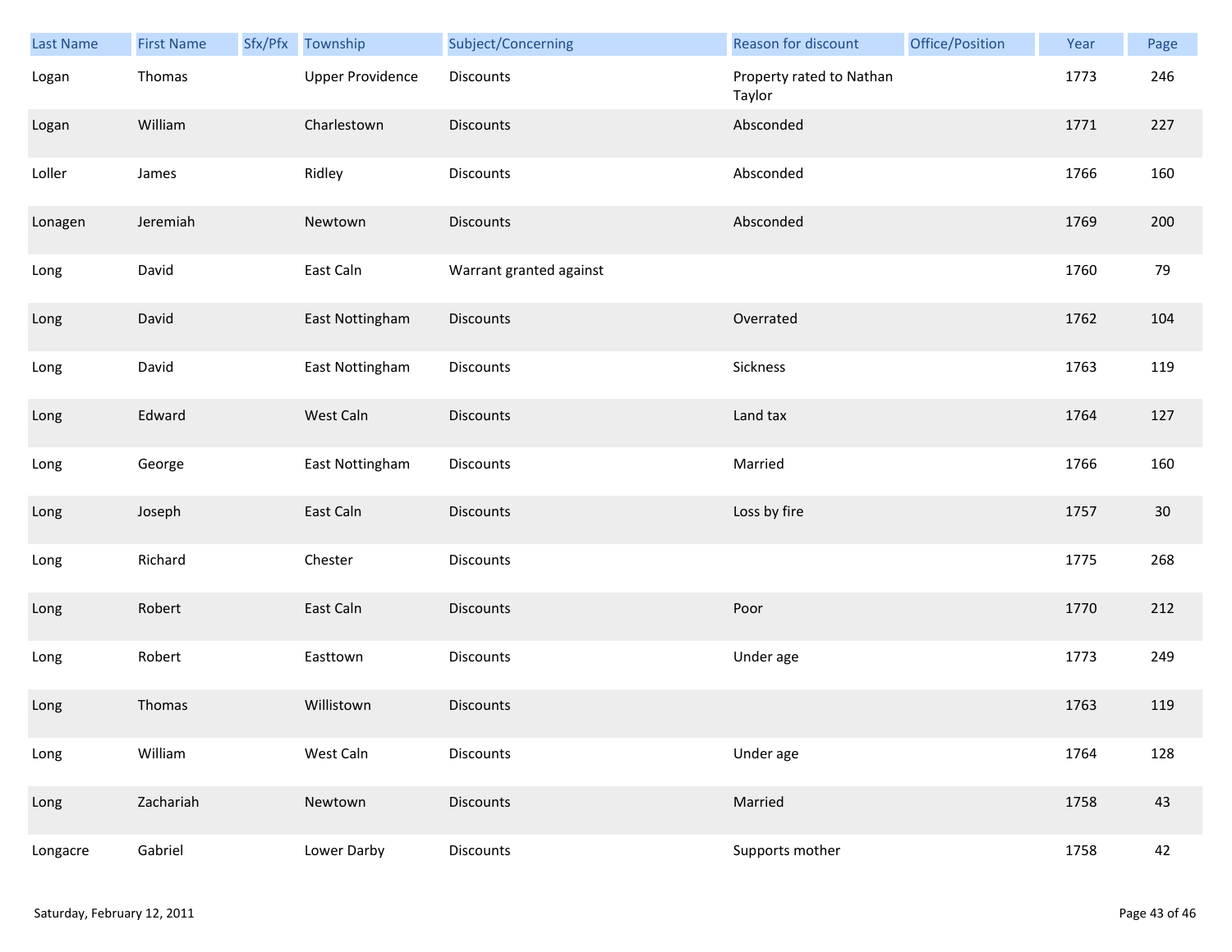| Last Name | First Name | Sfx/Pfx | Township | Subject/Concerning | Reason for discount | Office/Position | Year | Page |
|---|---|---|---|---|---|---|---|---|
| Logan | Thomas | | Upper Providence | Discounts | Property rated to Nathan Taylor | | 1773 | 246 |
| Logan | William | | Charlestown | Discounts | Absconded | | 1771 | 227 |
| Loller | James | | Ridley | Discounts | Absconded | | 1766 | 160 |
| Lonagen | Jeremiah | | Newtown | Discounts | Absconded | | 1769 | 200 |
| Long | David | | East Caln | Warrant granted against | | | 1760 | 79 |
| Long | David | | East Nottingham | Discounts | Overrated | | 1762 | 104 |
| Long | David | | East Nottingham | Discounts | Sickness | | 1763 | 119 |
| Long | Edward | | West Caln | Discounts | Land tax | | 1764 | 127 |
| Long | George | | East Nottingham | Discounts | Married | | 1766 | 160 |
| Long | Joseph | | East Caln | Discounts | Loss by fire | | 1757 | 30 |
| Long | Richard | | Chester | Discounts | | | 1775 | 268 |
| Long | Robert | | East Caln | Discounts | Poor | | 1770 | 212 |
| Long | Robert | | Easttown | Discounts | Under age | | 1773 | 249 |
| Long | Thomas | | Willistown | Discounts | | | 1763 | 119 |
| Long | William | | West Caln | Discounts | Under age | | 1764 | 128 |
| Long | Zachariah | | Newtown | Discounts | Married | | 1758 | 43 |
| Longacre | Gabriel | | Lower Darby | Discounts | Supports mother | | 1758 | 42 |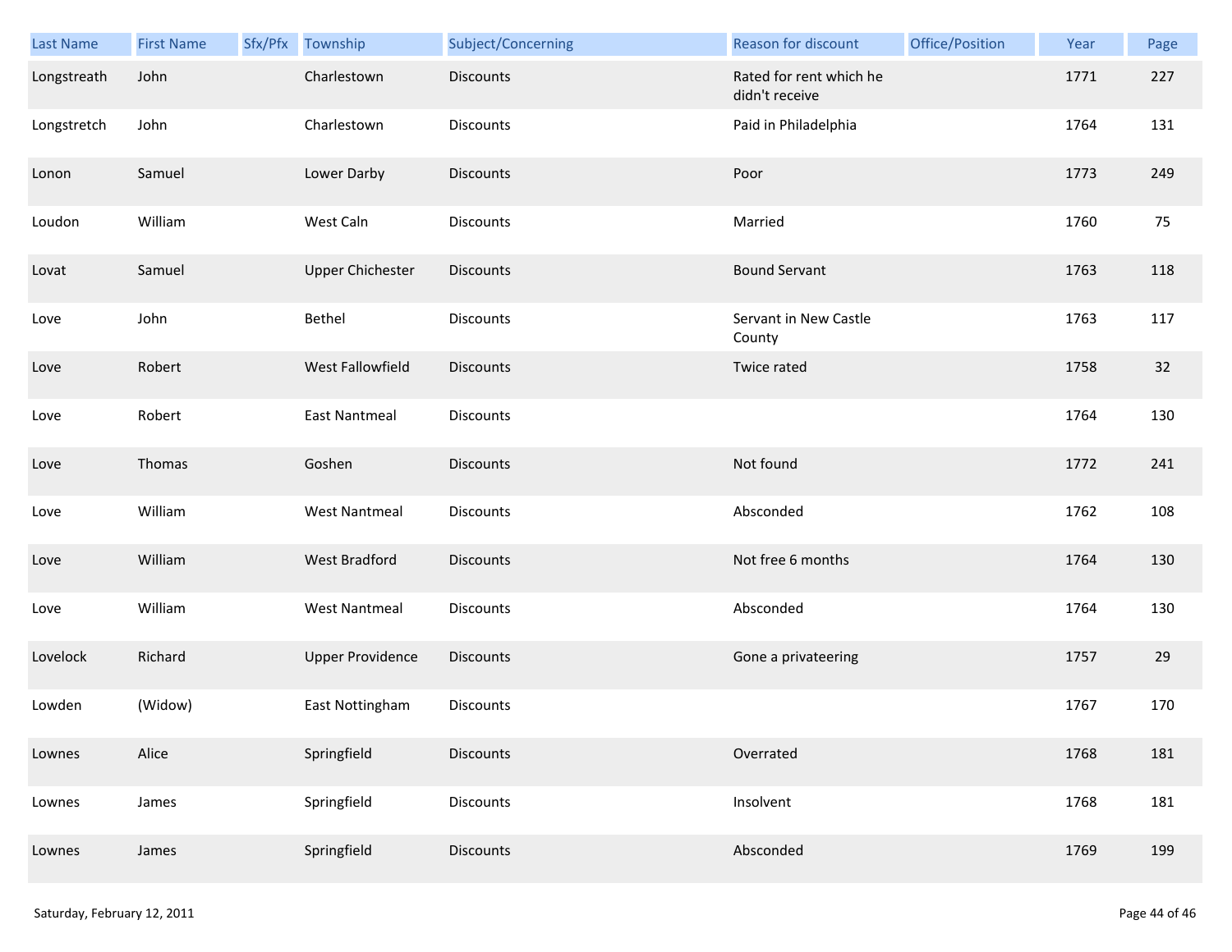| Last Name | First Name | Sfx/Pfx | Township | Subject/Concerning | Reason for discount | Office/Position | Year | Page |
|---|---|---|---|---|---|---|---|---|
| Longstreath | John | | Charlestown | Discounts | Rated for rent which he didn't receive | | 1771 | 227 |
| Longstretch | John | | Charlestown | Discounts | Paid in Philadelphia | | 1764 | 131 |
| Lonon | Samuel | | Lower Darby | Discounts | Poor | | 1773 | 249 |
| Loudon | William | | West Caln | Discounts | Married | | 1760 | 75 |
| Lovat | Samuel | | Upper Chichester | Discounts | Bound Servant | | 1763 | 118 |
| Love | John | | Bethel | Discounts | Servant in New Castle County | | 1763 | 117 |
| Love | Robert | | West Fallowfield | Discounts | Twice rated | | 1758 | 32 |
| Love | Robert | | East Nantmeal | Discounts | | | 1764 | 130 |
| Love | Thomas | | Goshen | Discounts | Not found | | 1772 | 241 |
| Love | William | | West Nantmeal | Discounts | Absconded | | 1762 | 108 |
| Love | William | | West Bradford | Discounts | Not free 6 months | | 1764 | 130 |
| Love | William | | West Nantmeal | Discounts | Absconded | | 1764 | 130 |
| Lovelock | Richard | | Upper Providence | Discounts | Gone a privateering | | 1757 | 29 |
| Lowden | (Widow) | | East Nottingham | Discounts | | | 1767 | 170 |
| Lownes | Alice | | Springfield | Discounts | Overrated | | 1768 | 181 |
| Lownes | James | | Springfield | Discounts | Insolvent | | 1768 | 181 |
| Lownes | James | | Springfield | Discounts | Absconded | | 1769 | 199 |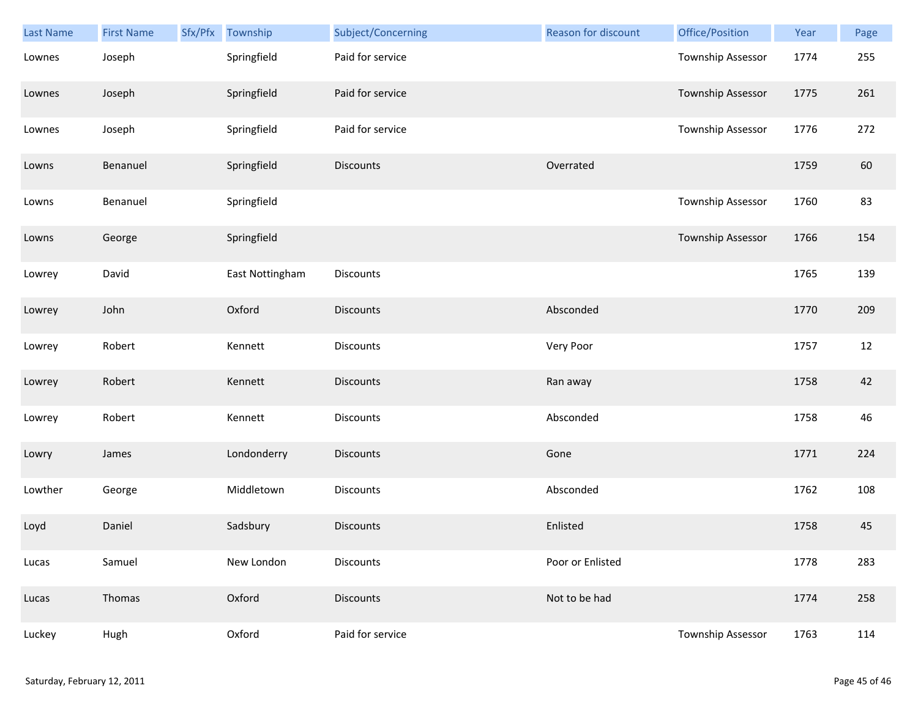| Last Name | First Name | Sfx/Pfx | Township | Subject/Concerning | Reason for discount | Office/Position | Year | Page |
|---|---|---|---|---|---|---|---|---|
| Lownes | Joseph | | Springfield | Paid for service | | Township Assessor | 1774 | 255 |
| Lownes | Joseph | | Springfield | Paid for service | | Township Assessor | 1775 | 261 |
| Lownes | Joseph | | Springfield | Paid for service | | Township Assessor | 1776 | 272 |
| Lowns | Benanuel | | Springfield | Discounts | Overrated | | 1759 | 60 |
| Lowns | Benanuel | | Springfield | | | Township Assessor | 1760 | 83 |
| Lowns | George | | Springfield | | | Township Assessor | 1766 | 154 |
| Lowrey | David | | East Nottingham | Discounts | | | 1765 | 139 |
| Lowrey | John | | Oxford | Discounts | Absconded | | 1770 | 209 |
| Lowrey | Robert | | Kennett | Discounts | Very Poor | | 1757 | 12 |
| Lowrey | Robert | | Kennett | Discounts | Ran away | | 1758 | 42 |
| Lowrey | Robert | | Kennett | Discounts | Absconded | | 1758 | 46 |
| Lowry | James | | Londonderry | Discounts | Gone | | 1771 | 224 |
| Lowther | George | | Middletown | Discounts | Absconded | | 1762 | 108 |
| Loyd | Daniel | | Sadsbury | Discounts | Enlisted | | 1758 | 45 |
| Lucas | Samuel | | New London | Discounts | Poor or Enlisted | | 1778 | 283 |
| Lucas | Thomas | | Oxford | Discounts | Not to be had | | 1774 | 258 |
| Luckey | Hugh | | Oxford | Paid for service | | Township Assessor | 1763 | 114 |

Saturday, February 12, 2011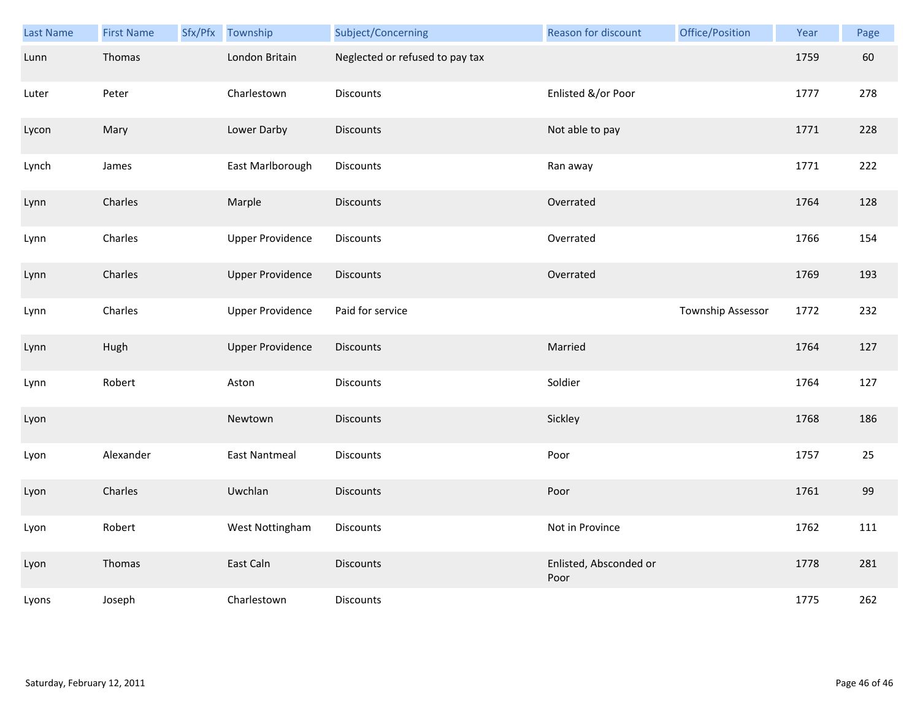| Last Name | First Name | Sfx/Pfx | Township | Subject/Concerning | Reason for discount | Office/Position | Year | Page |
|---|---|---|---|---|---|---|---|---|
| Lunn | Thomas | | London Britain | Neglected or refused to pay tax | | | 1759 | 60 |
| Luter | Peter | | Charlestown | Discounts | Enlisted &/or Poor | | 1777 | 278 |
| Lycon | Mary | | Lower Darby | Discounts | Not able to pay | | 1771 | 228 |
| Lynch | James | | East Marlborough | Discounts | Ran away | | 1771 | 222 |
| Lynn | Charles | | Marple | Discounts | Overrated | | 1764 | 128 |
| Lynn | Charles | | Upper Providence | Discounts | Overrated | | 1766 | 154 |
| Lynn | Charles | | Upper Providence | Discounts | Overrated | | 1769 | 193 |
| Lynn | Charles | | Upper Providence | Paid for service | | Township Assessor | 1772 | 232 |
| Lynn | Hugh | | Upper Providence | Discounts | Married | | 1764 | 127 |
| Lynn | Robert | | Aston | Discounts | Soldier | | 1764 | 127 |
| Lyon | | | Newtown | Discounts | Sickley | | 1768 | 186 |
| Lyon | Alexander | | East Nantmeal | Discounts | Poor | | 1757 | 25 |
| Lyon | Charles | | Uwchlan | Discounts | Poor | | 1761 | 99 |
| Lyon | Robert | | West Nottingham | Discounts | Not in Province | | 1762 | 111 |
| Lyon | Thomas | | East Caln | Discounts | Enlisted, Absconded or Poor | | 1778 | 281 |
| Lyons | Joseph | | Charlestown | Discounts | | | 1775 | 262 |

Saturday, February 12, 2011